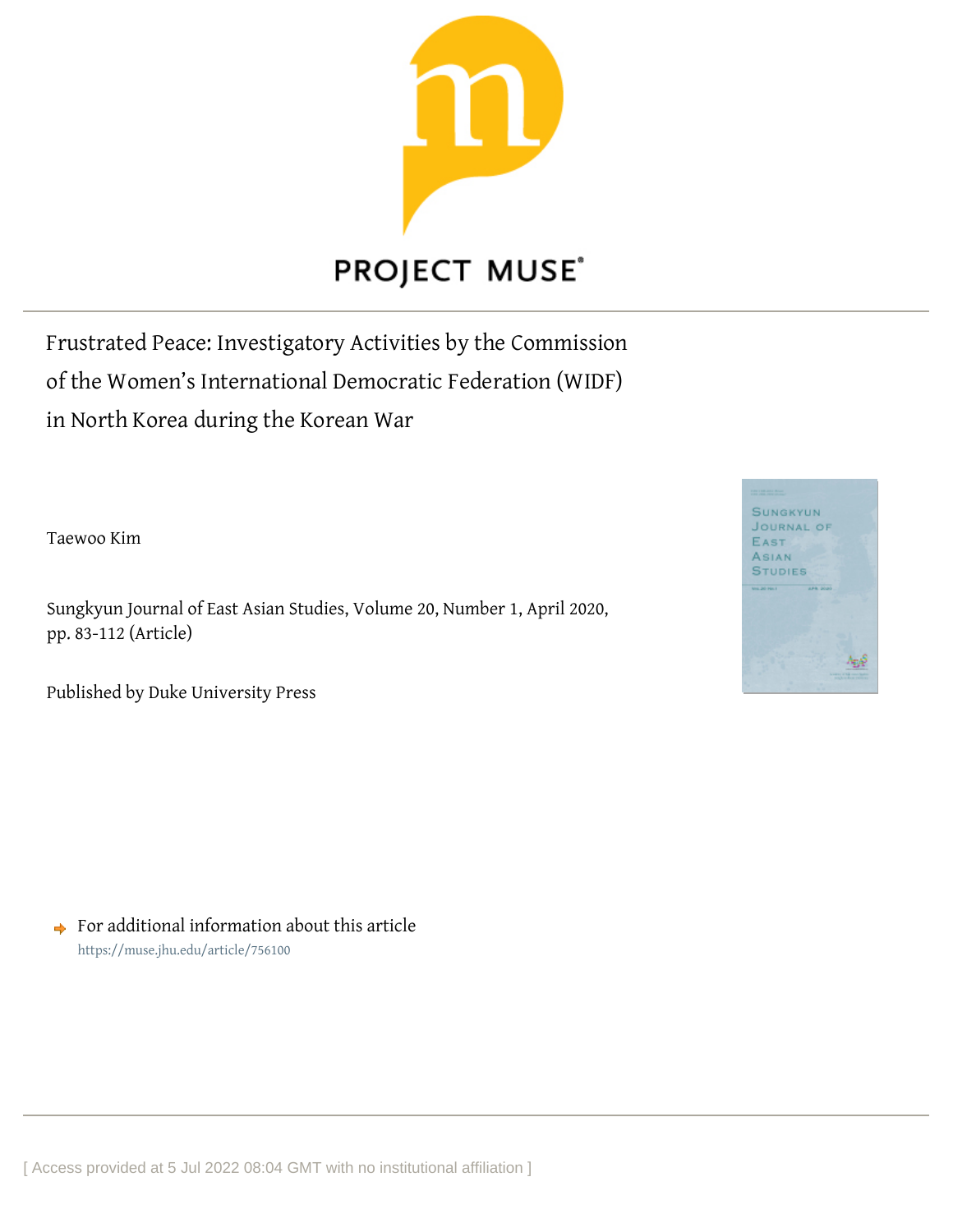PROJECT MUSE®

# Frustrated Peace: Investigatory Activities by the Commission of the Women's International Democratic Federation (WIDF) in North Korea during the Korean War

Taewoo Kim

Sungkyun Journal of East Asian Studies, Volume 20, Number 1, April 2020, pp. 83-112 (Article)

Published by Duke University Press

For additional information about this article
https://muse.jhu.edu/article/756100

[ Access provided at 5 Jul 2022 08:04 GMT with no institutional affiliation ]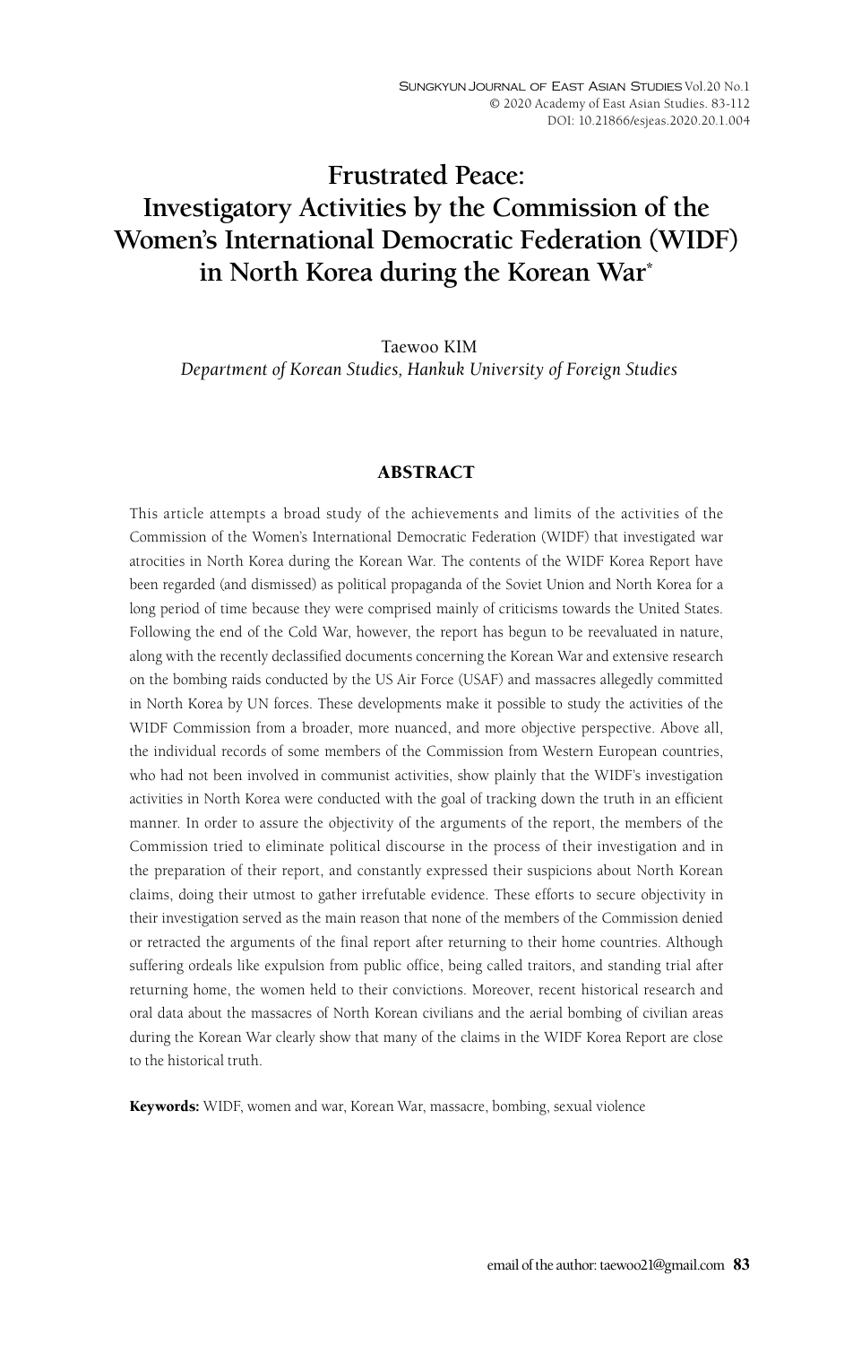# Frustrated Peace: Investigatory Activities by the Commission of the Women's International Democratic Federation (WIDF) in North Korea during the Korean War*

Taewoo KIM

*Department of Korean Studies, Hankuk University of Foreign Studies*

## ABSTRACT

This article attempts a broad study of the achievements and limits of the activities of the Commission of the Women's International Democratic Federation (WIDF) that investigated war atrocities in North Korea during the Korean War. The contents of the WIDF Korea Report have been regarded (and dismissed) as political propaganda of the Soviet Union and North Korea for a long period of time because they were comprised mainly of criticisms towards the United States. Following the end of the Cold War, however, the report has begun to be reevaluated in nature, along with the recently declassified documents concerning the Korean War and extensive research on the bombing raids conducted by the US Air Force (USAF) and massacres allegedly committed in North Korea by UN forces. These developments make it possible to study the activities of the WIDF Commission from a broader, more nuanced, and more objective perspective. Above all, the individual records of some members of the Commission from Western European countries, who had not been involved in communist activities, show plainly that the WIDF's investigation activities in North Korea were conducted with the goal of tracking down the truth in an efficient manner. In order to assure the objectivity of the arguments of the report, the members of the Commission tried to eliminate political discourse in the process of their investigation and in the preparation of their report, and constantly expressed their suspicions about North Korean claims, doing their utmost to gather irrefutable evidence. These efforts to secure objectivity in their investigation served as the main reason that none of the members of the Commission denied or retracted the arguments of the final report after returning to their home countries. Although suffering ordeals like expulsion from public office, being called traitors, and standing trial after returning home, the women held to their convictions. Moreover, recent historical research and oral data about the massacres of North Korean civilians and the aerial bombing of civilian areas during the Korean War clearly show that many of the claims in the WIDF Korea Report are close to the historical truth.

**Keywords:** WIDF, women and war, Korean War, massacre, bombing, sexual violence

email of the author: taewoo21@gmail.com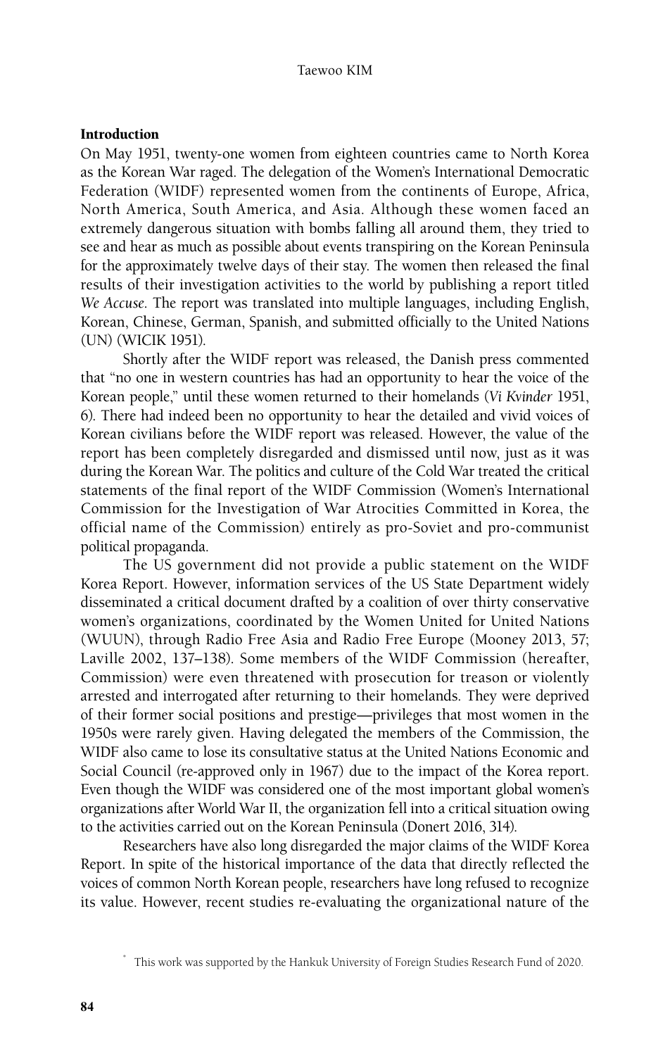## Introduction

On May 1951, twenty-one women from eighteen countries came to North Korea as the Korean War raged. The delegation of the Women's International Democratic Federation (WIDF) represented women from the continents of Europe, Africa, North America, South America, and Asia. Although these women faced an extremely dangerous situation with bombs falling all around them, they tried to see and hear as much as possible about events transpiring on the Korean Peninsula for the approximately twelve days of their stay. The women then released the final results of their investigation activities to the world by publishing a report titled *We Accuse*. The report was translated into multiple languages, including English, Korean, Chinese, German, Spanish, and submitted officially to the United Nations (UN) (WICIK 1951).

Shortly after the WIDF report was released, the Danish press commented that "no one in western countries has had an opportunity to hear the voice of the Korean people," until these women returned to their homelands (*Vi Kvinder* 1951, 6). There had indeed been no opportunity to hear the detailed and vivid voices of Korean civilians before the WIDF report was released. However, the value of the report has been completely disregarded and dismissed until now, just as it was during the Korean War. The politics and culture of the Cold War treated the critical statements of the final report of the WIDF Commission (Women's International Commission for the Investigation of War Atrocities Committed in Korea, the official name of the Commission) entirely as pro-Soviet and pro-communist political propaganda.

The US government did not provide a public statement on the WIDF Korea Report. However, information services of the US State Department widely disseminated a critical document drafted by a coalition of over thirty conservative women's organizations, coordinated by the Women United for United Nations (WUUN), through Radio Free Asia and Radio Free Europe (Mooney 2013, 57; Laville 2002, 137–138). Some members of the WIDF Commission (hereafter, Commission) were even threatened with prosecution for treason or violently arrested and interrogated after returning to their homelands. They were deprived of their former social positions and prestige—privileges that most women in the 1950s were rarely given. Having delegated the members of the Commission, the WIDF also came to lose its consultative status at the United Nations Economic and Social Council (re-approved only in 1967) due to the impact of the Korea report. Even though the WIDF was considered one of the most important global women's organizations after World War II, the organization fell into a critical situation owing to the activities carried out on the Korean Peninsula (Donert 2016, 314).

Researchers have also long disregarded the major claims of the WIDF Korea Report. In spite of the historical importance of the data that directly reflected the voices of common North Korean people, researchers have long refused to recognize its value. However, recent studies re-evaluating the organizational nature of the

\* This work was supported by the Hankuk University of Foreign Studies Research Fund of 2020.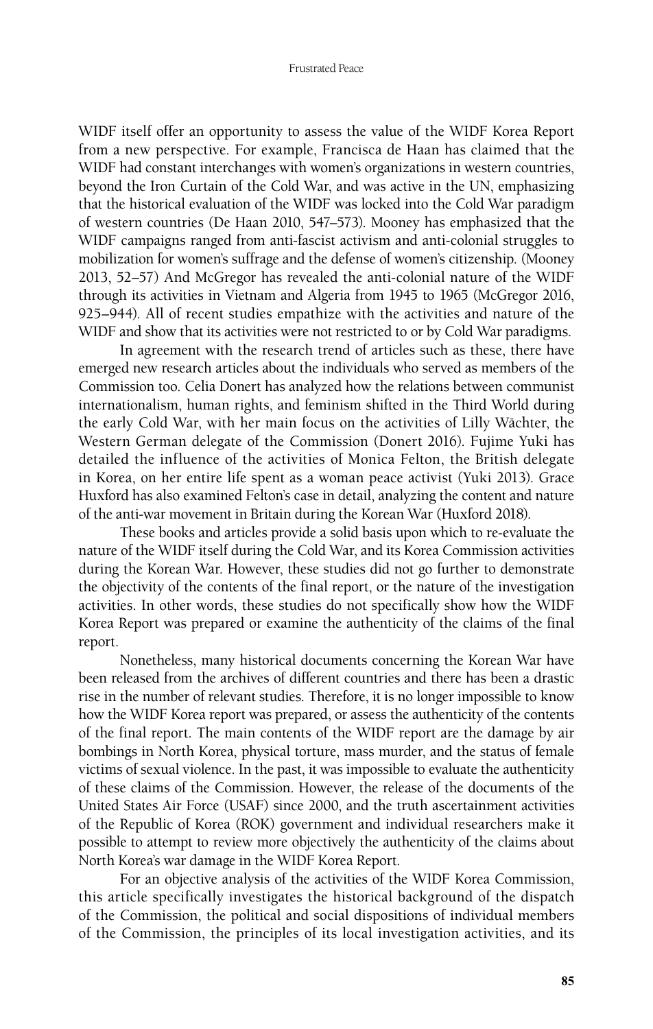WIDF itself offer an opportunity to assess the value of the WIDF Korea Report from a new perspective. For example, Francisca de Haan has claimed that the WIDF had constant interchanges with women's organizations in western countries, beyond the Iron Curtain of the Cold War, and was active in the UN, emphasizing that the historical evaluation of the WIDF was locked into the Cold War paradigm of western countries (De Haan 2010, 547–573). Mooney has emphasized that the WIDF campaigns ranged from anti-fascist activism and anti-colonial struggles to mobilization for women's suffrage and the defense of women's citizenship. (Mooney 2013, 52–57) And McGregor has revealed the anti-colonial nature of the WIDF through its activities in Vietnam and Algeria from 1945 to 1965 (McGregor 2016, 925–944). All of recent studies empathize with the activities and nature of the WIDF and show that its activities were not restricted to or by Cold War paradigms.

In agreement with the research trend of articles such as these, there have emerged new research articles about the individuals who served as members of the Commission too. Celia Donert has analyzed how the relations between communist internationalism, human rights, and feminism shifted in the Third World during the early Cold War, with her main focus on the activities of Lilly Wächter, the Western German delegate of the Commission (Donert 2016). Fujime Yuki has detailed the influence of the activities of Monica Felton, the British delegate in Korea, on her entire life spent as a woman peace activist (Yuki 2013). Grace Huxford has also examined Felton's case in detail, analyzing the content and nature of the anti-war movement in Britain during the Korean War (Huxford 2018).

These books and articles provide a solid basis upon which to re-evaluate the nature of the WIDF itself during the Cold War, and its Korea Commission activities during the Korean War. However, these studies did not go further to demonstrate the objectivity of the contents of the final report, or the nature of the investigation activities. In other words, these studies do not specifically show how the WIDF Korea Report was prepared or examine the authenticity of the claims of the final report.

Nonetheless, many historical documents concerning the Korean War have been released from the archives of different countries and there has been a drastic rise in the number of relevant studies. Therefore, it is no longer impossible to know how the WIDF Korea report was prepared, or assess the authenticity of the contents of the final report. The main contents of the WIDF report are the damage by air bombings in North Korea, physical torture, mass murder, and the status of female victims of sexual violence. In the past, it was impossible to evaluate the authenticity of these claims of the Commission. However, the release of the documents of the United States Air Force (USAF) since 2000, and the truth ascertainment activities of the Republic of Korea (ROK) government and individual researchers make it possible to attempt to review more objectively the authenticity of the claims about North Korea's war damage in the WIDF Korea Report.

For an objective analysis of the activities of the WIDF Korea Commission, this article specifically investigates the historical background of the dispatch of the Commission, the political and social dispositions of individual members of the Commission, the principles of its local investigation activities, and its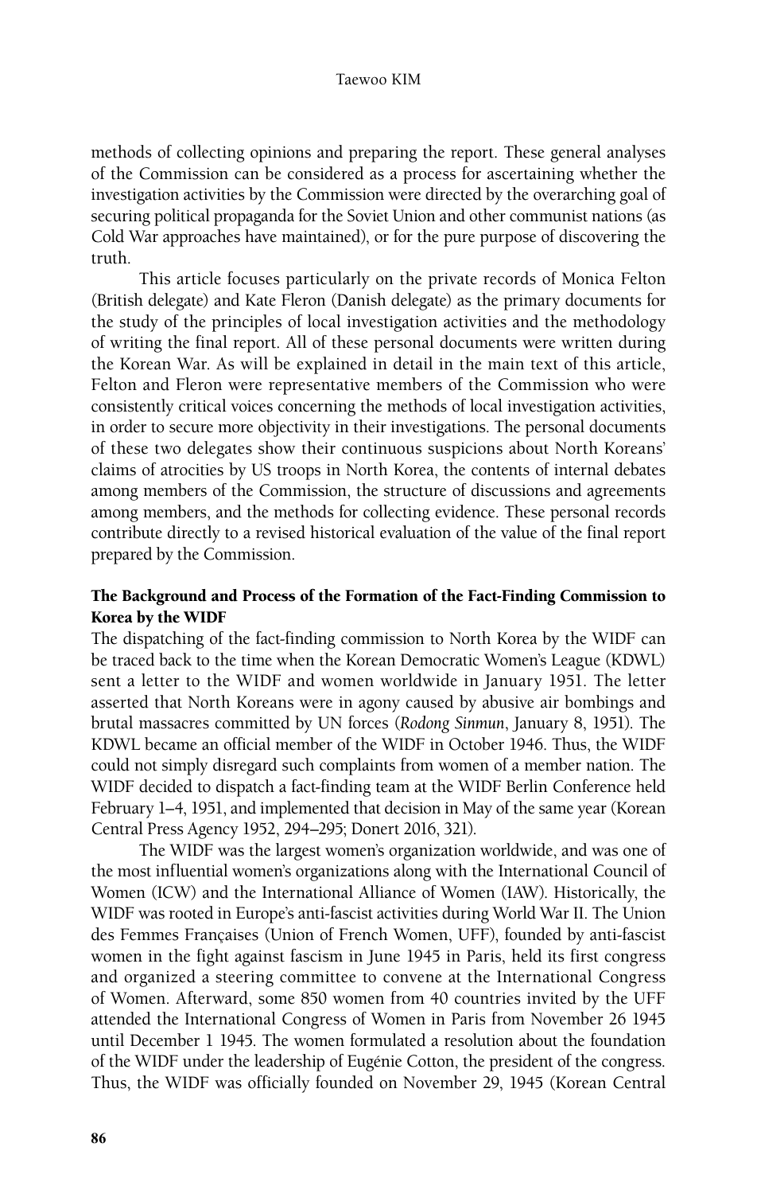methods of collecting opinions and preparing the report. These general analyses of the Commission can be considered as a process for ascertaining whether the investigation activities by the Commission were directed by the overarching goal of securing political propaganda for the Soviet Union and other communist nations (as Cold War approaches have maintained), or for the pure purpose of discovering the truth.

This article focuses particularly on the private records of Monica Felton (British delegate) and Kate Fleron (Danish delegate) as the primary documents for the study of the principles of local investigation activities and the methodology of writing the final report. All of these personal documents were written during the Korean War. As will be explained in detail in the main text of this article, Felton and Fleron were representative members of the Commission who were consistently critical voices concerning the methods of local investigation activities, in order to secure more objectivity in their investigations. The personal documents of these two delegates show their continuous suspicions about North Koreans' claims of atrocities by US troops in North Korea, the contents of internal debates among members of the Commission, the structure of discussions and agreements among members, and the methods for collecting evidence. These personal records contribute directly to a revised historical evaluation of the value of the final report prepared by the Commission.

## The Background and Process of the Formation of the Fact-Finding Commission to Korea by the WIDF

The dispatching of the fact-finding commission to North Korea by the WIDF can be traced back to the time when the Korean Democratic Women's League (KDWL) sent a letter to the WIDF and women worldwide in January 1951. The letter asserted that North Koreans were in agony caused by abusive air bombings and brutal massacres committed by UN forces (*Rodong Sinmun*, January 8, 1951). The KDWL became an official member of the WIDF in October 1946. Thus, the WIDF could not simply disregard such complaints from women of a member nation. The WIDF decided to dispatch a fact-finding team at the WIDF Berlin Conference held February 1–4, 1951, and implemented that decision in May of the same year (Korean Central Press Agency 1952, 294–295; Donert 2016, 321).

The WIDF was the largest women's organization worldwide, and was one of the most influential women's organizations along with the International Council of Women (ICW) and the International Alliance of Women (IAW). Historically, the WIDF was rooted in Europe's anti-fascist activities during World War II. The Union des Femmes Françaises (Union of French Women, UFF), founded by anti-fascist women in the fight against fascism in June 1945 in Paris, held its first congress and organized a steering committee to convene at the International Congress of Women. Afterward, some 850 women from 40 countries invited by the UFF attended the International Congress of Women in Paris from November 26 1945 until December 1 1945. The women formulated a resolution about the foundation of the WIDF under the leadership of Eugénie Cotton, the president of the congress. Thus, the WIDF was officially founded on November 29, 1945 (Korean Central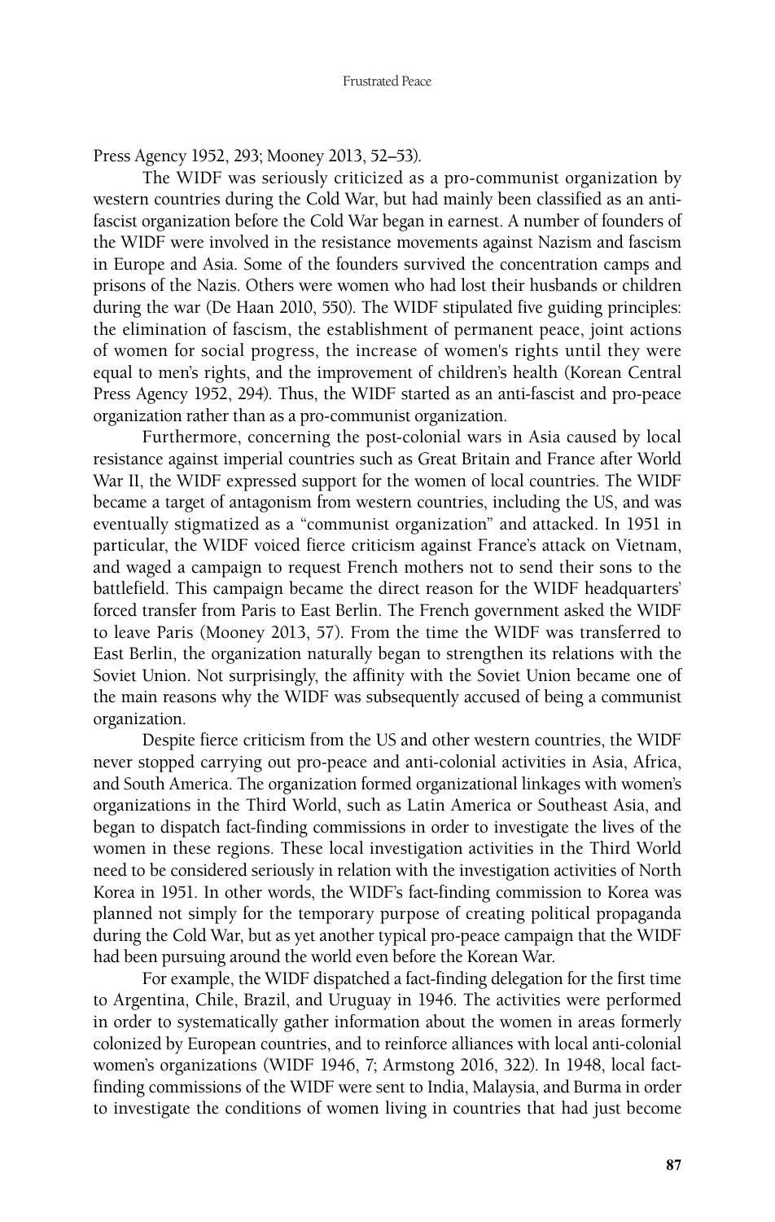Press Agency 1952, 293; Mooney 2013, 52–53).

The WIDF was seriously criticized as a pro-communist organization by western countries during the Cold War, but had mainly been classified as an anti-fascist organization before the Cold War began in earnest. A number of founders of the WIDF were involved in the resistance movements against Nazism and fascism in Europe and Asia. Some of the founders survived the concentration camps and prisons of the Nazis. Others were women who had lost their husbands or children during the war (De Haan 2010, 550). The WIDF stipulated five guiding principles: the elimination of fascism, the establishment of permanent peace, joint actions of women for social progress, the increase of women's rights until they were equal to men's rights, and the improvement of children's health (Korean Central Press Agency 1952, 294). Thus, the WIDF started as an anti-fascist and pro-peace organization rather than as a pro-communist organization.

Furthermore, concerning the post-colonial wars in Asia caused by local resistance against imperial countries such as Great Britain and France after World War II, the WIDF expressed support for the women of local countries. The WIDF became a target of antagonism from western countries, including the US, and was eventually stigmatized as a "communist organization" and attacked. In 1951 in particular, the WIDF voiced fierce criticism against France's attack on Vietnam, and waged a campaign to request French mothers not to send their sons to the battlefield. This campaign became the direct reason for the WIDF headquarters' forced transfer from Paris to East Berlin. The French government asked the WIDF to leave Paris (Mooney 2013, 57). From the time the WIDF was transferred to East Berlin, the organization naturally began to strengthen its relations with the Soviet Union. Not surprisingly, the affinity with the Soviet Union became one of the main reasons why the WIDF was subsequently accused of being a communist organization.

Despite fierce criticism from the US and other western countries, the WIDF never stopped carrying out pro-peace and anti-colonial activities in Asia, Africa, and South America. The organization formed organizational linkages with women's organizations in the Third World, such as Latin America or Southeast Asia, and began to dispatch fact-finding commissions in order to investigate the lives of the women in these regions. These local investigation activities in the Third World need to be considered seriously in relation with the investigation activities of North Korea in 1951. In other words, the WIDF's fact-finding commission to Korea was planned not simply for the temporary purpose of creating political propaganda during the Cold War, but as yet another typical pro-peace campaign that the WIDF had been pursuing around the world even before the Korean War.

For example, the WIDF dispatched a fact-finding delegation for the first time to Argentina, Chile, Brazil, and Uruguay in 1946. The activities were performed in order to systematically gather information about the women in areas formerly colonized by European countries, and to reinforce alliances with local anti-colonial women's organizations (WIDF 1946, 7; Armstong 2016, 322). In 1948, local fact-finding commissions of the WIDF were sent to India, Malaysia, and Burma in order to investigate the conditions of women living in countries that had just become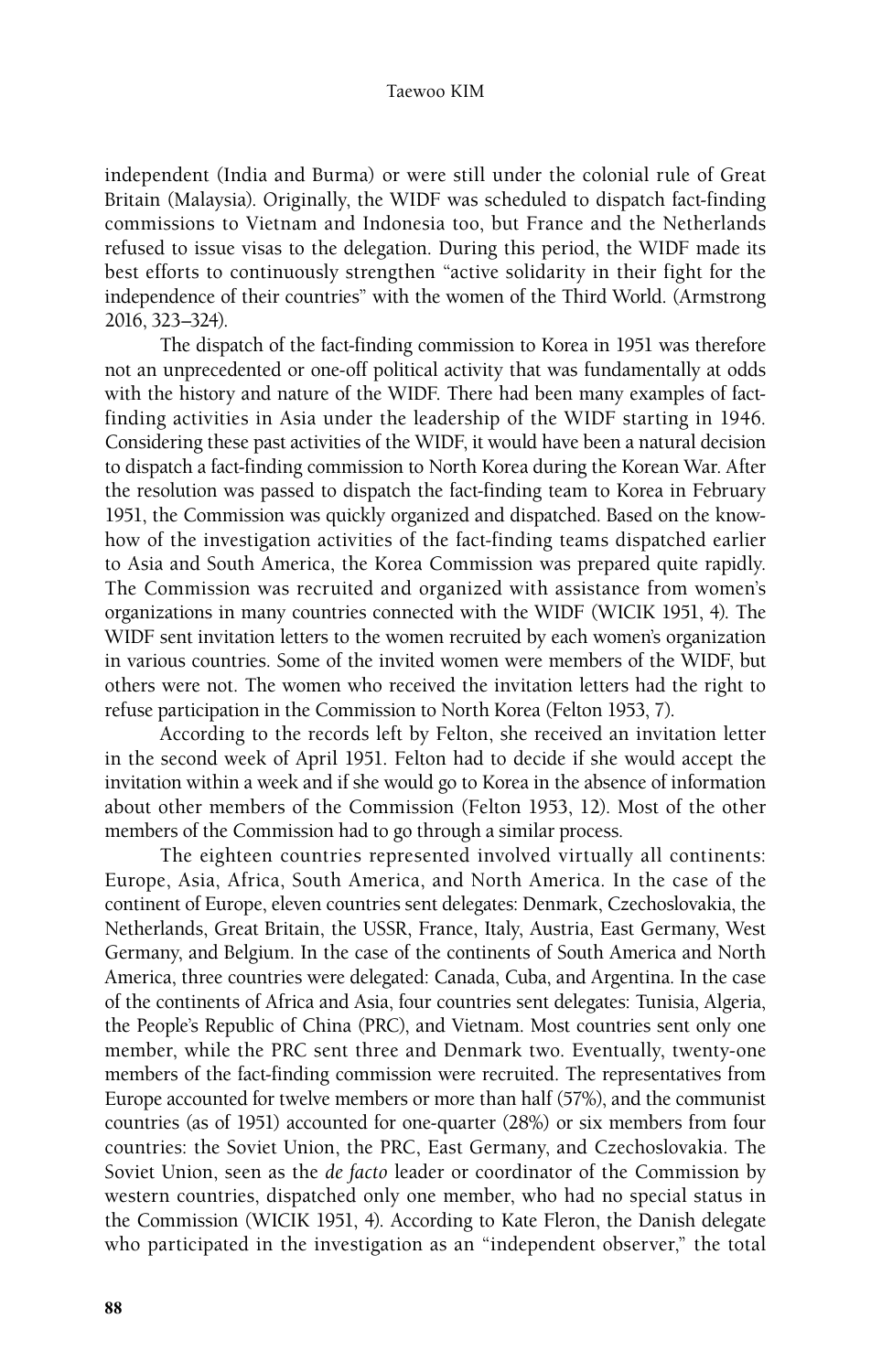independent (India and Burma) or were still under the colonial rule of Great Britain (Malaysia). Originally, the WIDF was scheduled to dispatch fact-finding commissions to Vietnam and Indonesia too, but France and the Netherlands refused to issue visas to the delegation. During this period, the WIDF made its best efforts to continuously strengthen "active solidarity in their fight for the independence of their countries" with the women of the Third World. (Armstrong 2016, 323–324).

The dispatch of the fact-finding commission to Korea in 1951 was therefore not an unprecedented or one-off political activity that was fundamentally at odds with the history and nature of the WIDF. There had been many examples of fact-finding activities in Asia under the leadership of the WIDF starting in 1946. Considering these past activities of the WIDF, it would have been a natural decision to dispatch a fact-finding commission to North Korea during the Korean War. After the resolution was passed to dispatch the fact-finding team to Korea in February 1951, the Commission was quickly organized and dispatched. Based on the know-how of the investigation activities of the fact-finding teams dispatched earlier to Asia and South America, the Korea Commission was prepared quite rapidly. The Commission was recruited and organized with assistance from women's organizations in many countries connected with the WIDF (WICIK 1951, 4). The WIDF sent invitation letters to the women recruited by each women's organization in various countries. Some of the invited women were members of the WIDF, but others were not. The women who received the invitation letters had the right to refuse participation in the Commission to North Korea (Felton 1953, 7).

According to the records left by Felton, she received an invitation letter in the second week of April 1951. Felton had to decide if she would accept the invitation within a week and if she would go to Korea in the absence of information about other members of the Commission (Felton 1953, 12). Most of the other members of the Commission had to go through a similar process.

The eighteen countries represented involved virtually all continents: Europe, Asia, Africa, South America, and North America. In the case of the continent of Europe, eleven countries sent delegates: Denmark, Czechoslovakia, the Netherlands, Great Britain, the USSR, France, Italy, Austria, East Germany, West Germany, and Belgium. In the case of the continents of South America and North America, three countries were delegated: Canada, Cuba, and Argentina. In the case of the continents of Africa and Asia, four countries sent delegates: Tunisia, Algeria, the People's Republic of China (PRC), and Vietnam. Most countries sent only one member, while the PRC sent three and Denmark two. Eventually, twenty-one members of the fact-finding commission were recruited. The representatives from Europe accounted for twelve members or more than half (57%), and the communist countries (as of 1951) accounted for one-quarter (28%) or six members from four countries: the Soviet Union, the PRC, East Germany, and Czechoslovakia. The Soviet Union, seen as the *de facto* leader or coordinator of the Commission by western countries, dispatched only one member, who had no special status in the Commission (WICIK 1951, 4). According to Kate Fleron, the Danish delegate who participated in the investigation as an "independent observer," the total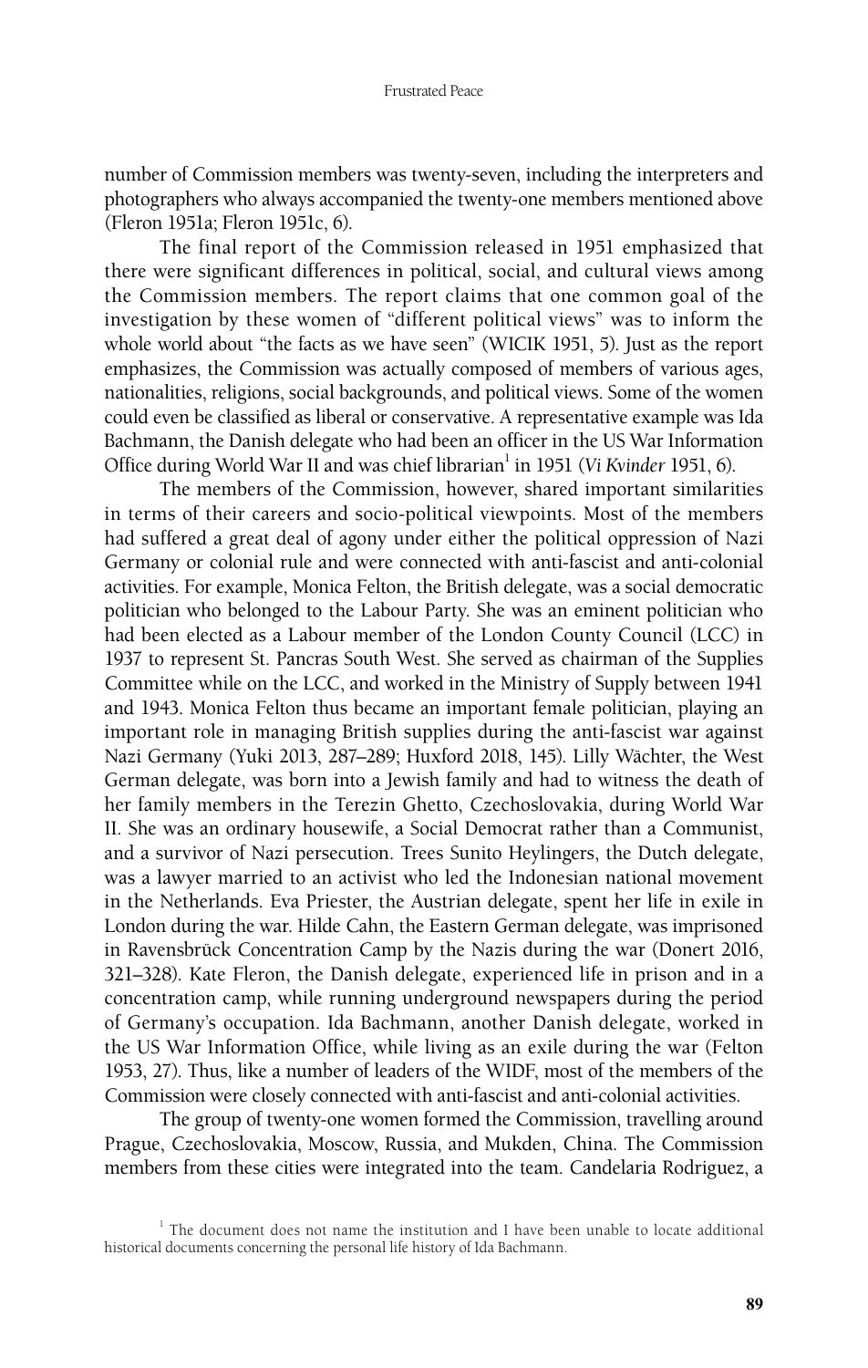number of Commission members was twenty-seven, including the interpreters and photographers who always accompanied the twenty-one members mentioned above (Fleron 1951a; Fleron 1951c, 6).

The final report of the Commission released in 1951 emphasized that there were significant differences in political, social, and cultural views among the Commission members. The report claims that one common goal of the investigation by these women of "different political views" was to inform the whole world about "the facts as we have seen" (WICIK 1951, 5). Just as the report emphasizes, the Commission was actually composed of members of various ages, nationalities, religions, social backgrounds, and political views. Some of the women could even be classified as liberal or conservative. A representative example was Ida Bachmann, the Danish delegate who had been an officer in the US War Information Office during World War II and was chief librarian[1] in 1951 (*Vi Kvinder* 1951, 6).

The members of the Commission, however, shared important similarities in terms of their careers and socio-political viewpoints. Most of the members had suffered a great deal of agony under either the political oppression of Nazi Germany or colonial rule and were connected with anti-fascist and anti-colonial activities. For example, Monica Felton, the British delegate, was a social democratic politician who belonged to the Labour Party. She was an eminent politician who had been elected as a Labour member of the London County Council (LCC) in 1937 to represent St. Pancras South West. She served as chairman of the Supplies Committee while on the LCC, and worked in the Ministry of Supply between 1941 and 1943. Monica Felton thus became an important female politician, playing an important role in managing British supplies during the anti-fascist war against Nazi Germany (Yuki 2013, 287–289; Huxford 2018, 145). Lilly Wächter, the West German delegate, was born into a Jewish family and had to witness the death of her family members in the Terezin Ghetto, Czechoslovakia, during World War II. She was an ordinary housewife, a Social Democrat rather than a Communist, and a survivor of Nazi persecution. Trees Sunito Heylingers, the Dutch delegate, was a lawyer married to an activist who led the Indonesian national movement in the Netherlands. Eva Priester, the Austrian delegate, spent her life in exile in London during the war. Hilde Cahn, the Eastern German delegate, was imprisoned in Ravensbrück Concentration Camp by the Nazis during the war (Donert 2016, 321–328). Kate Fleron, the Danish delegate, experienced life in prison and in a concentration camp, while running underground newspapers during the period of Germany's occupation. Ida Bachmann, another Danish delegate, worked in the US War Information Office, while living as an exile during the war (Felton 1953, 27). Thus, like a number of leaders of the WIDF, most of the members of the Commission were closely connected with anti-fascist and anti-colonial activities.

The group of twenty-one women formed the Commission, travelling around Prague, Czechoslovakia, Moscow, Russia, and Mukden, China. The Commission members from these cities were integrated into the team. Candelaria Rodriguez, a

[1] The document does not name the institution and I have been unable to locate additional historical documents concerning the personal life history of Ida Bachmann.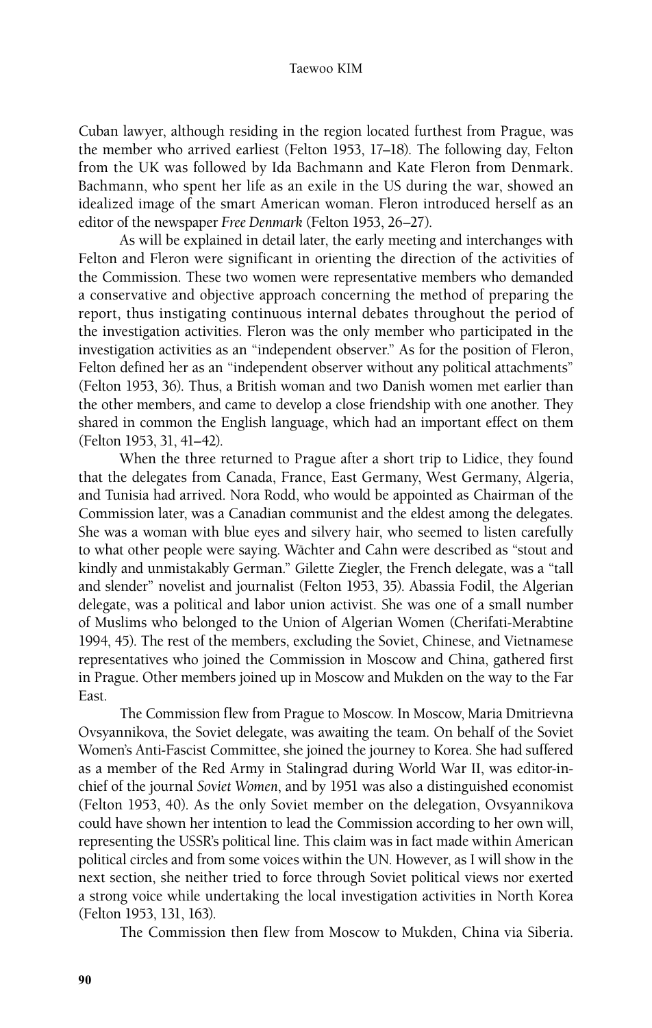Cuban lawyer, although residing in the region located furthest from Prague, was the member who arrived earliest (Felton 1953, 17–18). The following day, Felton from the UK was followed by Ida Bachmann and Kate Fleron from Denmark. Bachmann, who spent her life as an exile in the US during the war, showed an idealized image of the smart American woman. Fleron introduced herself as an editor of the newspaper *Free Denmark* (Felton 1953, 26–27).

As will be explained in detail later, the early meeting and interchanges with Felton and Fleron were significant in orienting the direction of the activities of the Commission. These two women were representative members who demanded a conservative and objective approach concerning the method of preparing the report, thus instigating continuous internal debates throughout the period of the investigation activities. Fleron was the only member who participated in the investigation activities as an "independent observer." As for the position of Fleron, Felton defined her as an "independent observer without any political attachments" (Felton 1953, 36). Thus, a British woman and two Danish women met earlier than the other members, and came to develop a close friendship with one another. They shared in common the English language, which had an important effect on them (Felton 1953, 31, 41–42).

When the three returned to Prague after a short trip to Lidice, they found that the delegates from Canada, France, East Germany, West Germany, Algeria, and Tunisia had arrived. Nora Rodd, who would be appointed as Chairman of the Commission later, was a Canadian communist and the eldest among the delegates. She was a woman with blue eyes and silvery hair, who seemed to listen carefully to what other people were saying. Wächter and Cahn were described as "stout and kindly and unmistakably German." Gilette Ziegler, the French delegate, was a "tall and slender" novelist and journalist (Felton 1953, 35). Abassia Fodil, the Algerian delegate, was a political and labor union activist. She was one of a small number of Muslims who belonged to the Union of Algerian Women (Cherifati-Merabtine 1994, 45). The rest of the members, excluding the Soviet, Chinese, and Vietnamese representatives who joined the Commission in Moscow and China, gathered first in Prague. Other members joined up in Moscow and Mukden on the way to the Far East.

The Commission flew from Prague to Moscow. In Moscow, Maria Dmitrievna Ovsyannikova, the Soviet delegate, was awaiting the team. On behalf of the Soviet Women's Anti-Fascist Committee, she joined the journey to Korea. She had suffered as a member of the Red Army in Stalingrad during World War II, was editor-in-chief of the journal *Soviet Women*, and by 1951 was also a distinguished economist (Felton 1953, 40). As the only Soviet member on the delegation, Ovsyannikova could have shown her intention to lead the Commission according to her own will, representing the USSR's political line. This claim was in fact made within American political circles and from some voices within the UN. However, as I will show in the next section, she neither tried to force through Soviet political views nor exerted a strong voice while undertaking the local investigation activities in North Korea (Felton 1953, 131, 163).

The Commission then flew from Moscow to Mukden, China via Siberia.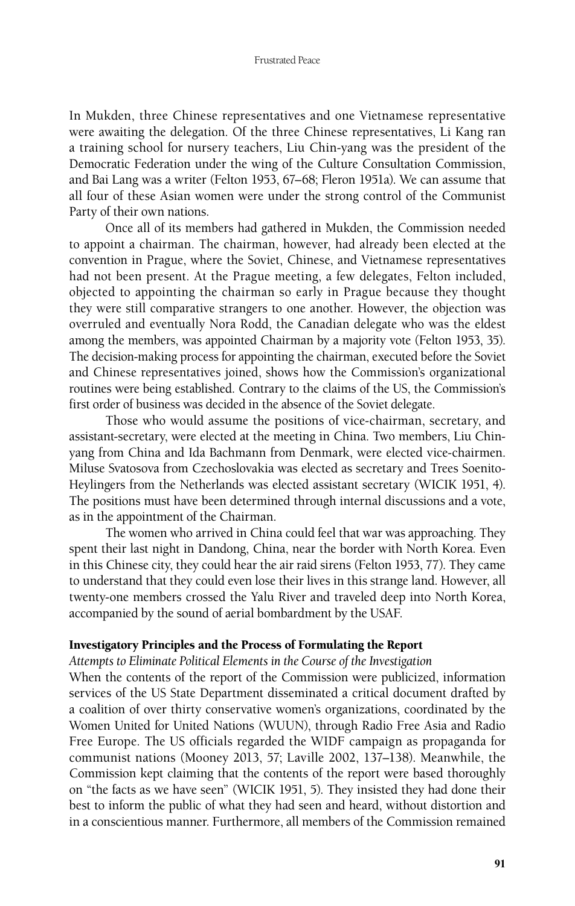In Mukden, three Chinese representatives and one Vietnamese representative were awaiting the delegation. Of the three Chinese representatives, Li Kang ran a training school for nursery teachers, Liu Chin-yang was the president of the Democratic Federation under the wing of the Culture Consultation Commission, and Bai Lang was a writer (Felton 1953, 67–68; Fleron 1951a). We can assume that all four of these Asian women were under the strong control of the Communist Party of their own nations.

Once all of its members had gathered in Mukden, the Commission needed to appoint a chairman. The chairman, however, had already been elected at the convention in Prague, where the Soviet, Chinese, and Vietnamese representatives had not been present. At the Prague meeting, a few delegates, Felton included, objected to appointing the chairman so early in Prague because they thought they were still comparative strangers to one another. However, the objection was overruled and eventually Nora Rodd, the Canadian delegate who was the eldest among the members, was appointed Chairman by a majority vote (Felton 1953, 35). The decision-making process for appointing the chairman, executed before the Soviet and Chinese representatives joined, shows how the Commission's organizational routines were being established. Contrary to the claims of the US, the Commission's first order of business was decided in the absence of the Soviet delegate.

Those who would assume the positions of vice-chairman, secretary, and assistant-secretary, were elected at the meeting in China. Two members, Liu Chin-yang from China and Ida Bachmann from Denmark, were elected vice-chairmen. Miluse Svatosova from Czechoslovakia was elected as secretary and Trees Soenito-Heylingers from the Netherlands was elected assistant secretary (WICIK 1951, 4). The positions must have been determined through internal discussions and a vote, as in the appointment of the Chairman.

The women who arrived in China could feel that war was approaching. They spent their last night in Dandong, China, near the border with North Korea. Even in this Chinese city, they could hear the air raid sirens (Felton 1953, 77). They came to understand that they could even lose their lives in this strange land. However, all twenty-one members crossed the Yalu River and traveled deep into North Korea, accompanied by the sound of aerial bombardment by the USAF.

## Investigatory Principles and the Process of Formulating the Report

### *Attempts to Eliminate Political Elements in the Course of the Investigation*

When the contents of the report of the Commission were publicized, information services of the US State Department disseminated a critical document drafted by a coalition of over thirty conservative women's organizations, coordinated by the Women United for United Nations (WUUN), through Radio Free Asia and Radio Free Europe. The US officials regarded the WIDF campaign as propaganda for communist nations (Mooney 2013, 57; Laville 2002, 137–138). Meanwhile, the Commission kept claiming that the contents of the report were based thoroughly on "the facts as we have seen" (WICIK 1951, 5). They insisted they had done their best to inform the public of what they had seen and heard, without distortion and in a conscientious manner. Furthermore, all members of the Commission remained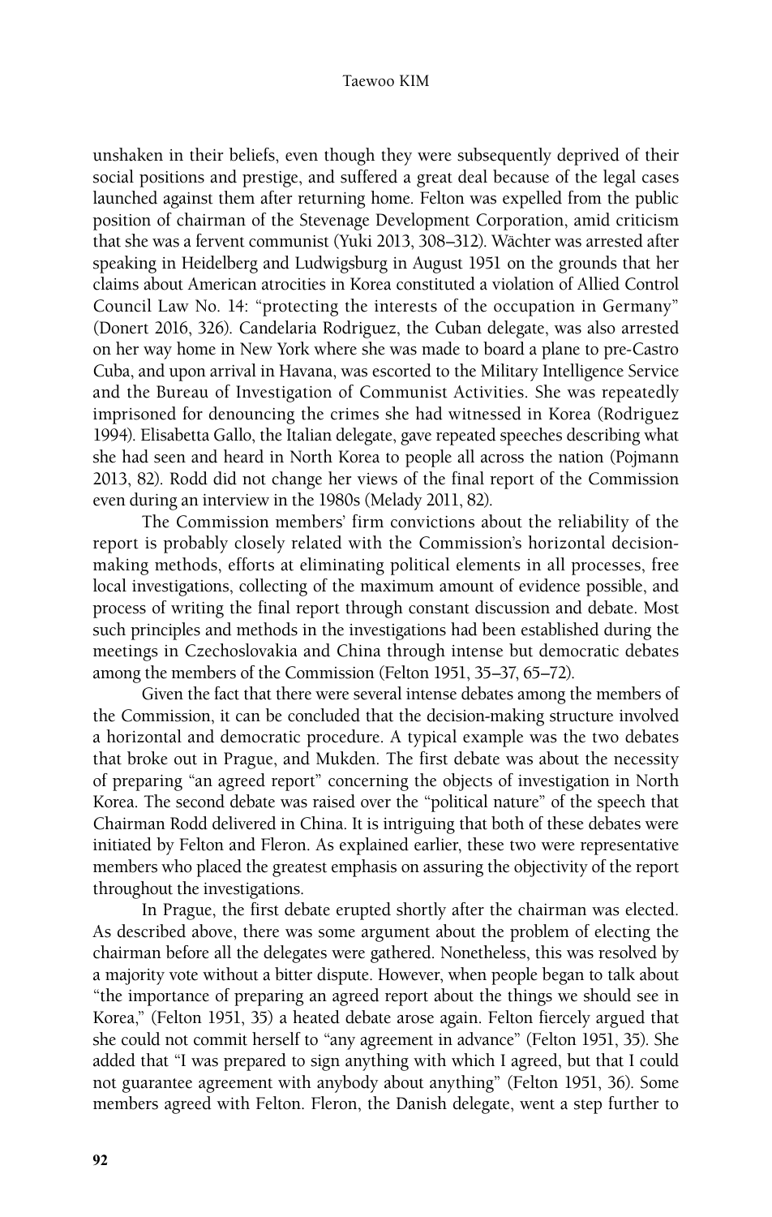unshaken in their beliefs, even though they were subsequently deprived of their social positions and prestige, and suffered a great deal because of the legal cases launched against them after returning home. Felton was expelled from the public position of chairman of the Stevenage Development Corporation, amid criticism that she was a fervent communist (Yuki 2013, 308–312). Wächter was arrested after speaking in Heidelberg and Ludwigsburg in August 1951 on the grounds that her claims about American atrocities in Korea constituted a violation of Allied Control Council Law No. 14: "protecting the interests of the occupation in Germany" (Donert 2016, 326). Candelaria Rodriguez, the Cuban delegate, was also arrested on her way home in New York where she was made to board a plane to pre-Castro Cuba, and upon arrival in Havana, was escorted to the Military Intelligence Service and the Bureau of Investigation of Communist Activities. She was repeatedly imprisoned for denouncing the crimes she had witnessed in Korea (Rodriguez 1994). Elisabetta Gallo, the Italian delegate, gave repeated speeches describing what she had seen and heard in North Korea to people all across the nation (Pojmann 2013, 82). Rodd did not change her views of the final report of the Commission even during an interview in the 1980s (Melady 2011, 82).

The Commission members' firm convictions about the reliability of the report is probably closely related with the Commission's horizontal decision-making methods, efforts at eliminating political elements in all processes, free local investigations, collecting of the maximum amount of evidence possible, and process of writing the final report through constant discussion and debate. Most such principles and methods in the investigations had been established during the meetings in Czechoslovakia and China through intense but democratic debates among the members of the Commission (Felton 1951, 35–37, 65–72).

Given the fact that there were several intense debates among the members of the Commission, it can be concluded that the decision-making structure involved a horizontal and democratic procedure. A typical example was the two debates that broke out in Prague, and Mukden. The first debate was about the necessity of preparing "an agreed report" concerning the objects of investigation in North Korea. The second debate was raised over the "political nature" of the speech that Chairman Rodd delivered in China. It is intriguing that both of these debates were initiated by Felton and Fleron. As explained earlier, these two were representative members who placed the greatest emphasis on assuring the objectivity of the report throughout the investigations.

In Prague, the first debate erupted shortly after the chairman was elected. As described above, there was some argument about the problem of electing the chairman before all the delegates were gathered. Nonetheless, this was resolved by a majority vote without a bitter dispute. However, when people began to talk about "the importance of preparing an agreed report about the things we should see in Korea," (Felton 1951, 35) a heated debate arose again. Felton fiercely argued that she could not commit herself to "any agreement in advance" (Felton 1951, 35). She added that "I was prepared to sign anything with which I agreed, but that I could not guarantee agreement with anybody about anything" (Felton 1951, 36). Some members agreed with Felton. Fleron, the Danish delegate, went a step further to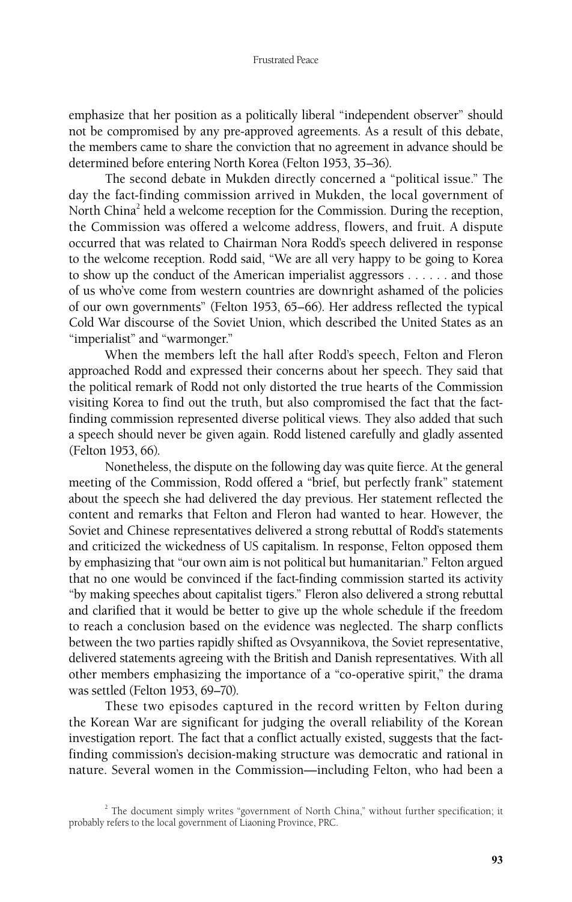emphasize that her position as a politically liberal "independent observer" should not be compromised by any pre-approved agreements. As a result of this debate, the members came to share the conviction that no agreement in advance should be determined before entering North Korea (Felton 1953, 35–36).

The second debate in Mukden directly concerned a "political issue." The day the fact-finding commission arrived in Mukden, the local government of North China[2] held a welcome reception for the Commission. During the reception, the Commission was offered a welcome address, flowers, and fruit. A dispute occurred that was related to Chairman Nora Rodd's speech delivered in response to the welcome reception. Rodd said, "We are all very happy to be going to Korea to show up the conduct of the American imperialist aggressors . . . . . . and those of us who've come from western countries are downright ashamed of the policies of our own governments" (Felton 1953, 65–66). Her address reflected the typical Cold War discourse of the Soviet Union, which described the United States as an "imperialist" and "warmonger."

When the members left the hall after Rodd's speech, Felton and Fleron approached Rodd and expressed their concerns about her speech. They said that the political remark of Rodd not only distorted the true hearts of the Commission visiting Korea to find out the truth, but also compromised the fact that the fact-finding commission represented diverse political views. They also added that such a speech should never be given again. Rodd listened carefully and gladly assented (Felton 1953, 66).

Nonetheless, the dispute on the following day was quite fierce. At the general meeting of the Commission, Rodd offered a "brief, but perfectly frank" statement about the speech she had delivered the day previous. Her statement reflected the content and remarks that Felton and Fleron had wanted to hear. However, the Soviet and Chinese representatives delivered a strong rebuttal of Rodd's statements and criticized the wickedness of US capitalism. In response, Felton opposed them by emphasizing that "our own aim is not political but humanitarian." Felton argued that no one would be convinced if the fact-finding commission started its activity "by making speeches about capitalist tigers." Fleron also delivered a strong rebuttal and clarified that it would be better to give up the whole schedule if the freedom to reach a conclusion based on the evidence was neglected. The sharp conflicts between the two parties rapidly shifted as Ovsyannikova, the Soviet representative, delivered statements agreeing with the British and Danish representatives. With all other members emphasizing the importance of a "co-operative spirit," the drama was settled (Felton 1953, 69–70).

These two episodes captured in the record written by Felton during the Korean War are significant for judging the overall reliability of the Korean investigation report. The fact that a conflict actually existed, suggests that the fact-finding commission's decision-making structure was democratic and rational in nature. Several women in the Commission—including Felton, who had been a

[2] The document simply writes "government of North China," without further specification; it probably refers to the local government of Liaoning Province, PRC.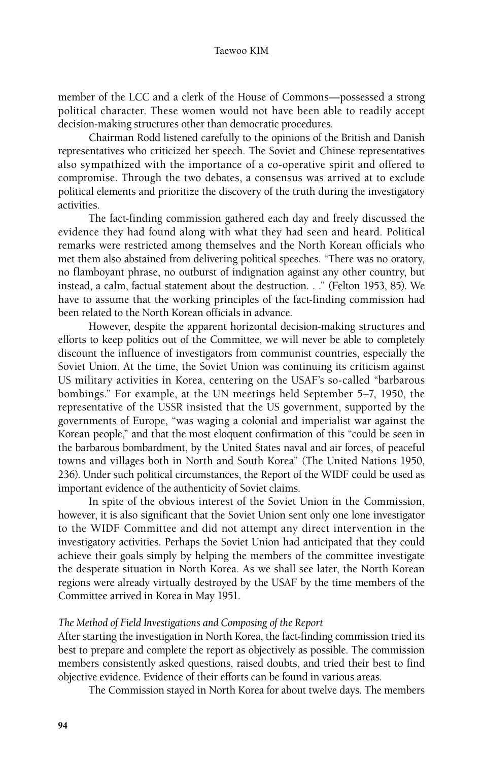member of the LCC and a clerk of the House of Commons—possessed a strong political character. These women would not have been able to readily accept decision-making structures other than democratic procedures.

Chairman Rodd listened carefully to the opinions of the British and Danish representatives who criticized her speech. The Soviet and Chinese representatives also sympathized with the importance of a co-operative spirit and offered to compromise. Through the two debates, a consensus was arrived at to exclude political elements and prioritize the discovery of the truth during the investigatory activities.

The fact-finding commission gathered each day and freely discussed the evidence they had found along with what they had seen and heard. Political remarks were restricted among themselves and the North Korean officials who met them also abstained from delivering political speeches. "There was no oratory, no flamboyant phrase, no outburst of indignation against any other country, but instead, a calm, factual statement about the destruction. . ." (Felton 1953, 85). We have to assume that the working principles of the fact-finding commission had been related to the North Korean officials in advance.

However, despite the apparent horizontal decision-making structures and efforts to keep politics out of the Committee, we will never be able to completely discount the influence of investigators from communist countries, especially the Soviet Union. At the time, the Soviet Union was continuing its criticism against US military activities in Korea, centering on the USAF's so-called "barbarous bombings." For example, at the UN meetings held September 5–7, 1950, the representative of the USSR insisted that the US government, supported by the governments of Europe, "was waging a colonial and imperialist war against the Korean people," and that the most eloquent confirmation of this "could be seen in the barbarous bombardment, by the United States naval and air forces, of peaceful towns and villages both in North and South Korea" (The United Nations 1950, 236). Under such political circumstances, the Report of the WIDF could be used as important evidence of the authenticity of Soviet claims.

In spite of the obvious interest of the Soviet Union in the Commission, however, it is also significant that the Soviet Union sent only one lone investigator to the WIDF Committee and did not attempt any direct intervention in the investigatory activities. Perhaps the Soviet Union had anticipated that they could achieve their goals simply by helping the members of the committee investigate the desperate situation in North Korea. As we shall see later, the North Korean regions were already virtually destroyed by the USAF by the time members of the Committee arrived in Korea in May 1951.

### *The Method of Field Investigations and Composing of the Report*

After starting the investigation in North Korea, the fact-finding commission tried its best to prepare and complete the report as objectively as possible. The commission members consistently asked questions, raised doubts, and tried their best to find objective evidence. Evidence of their efforts can be found in various areas.

The Commission stayed in North Korea for about twelve days. The members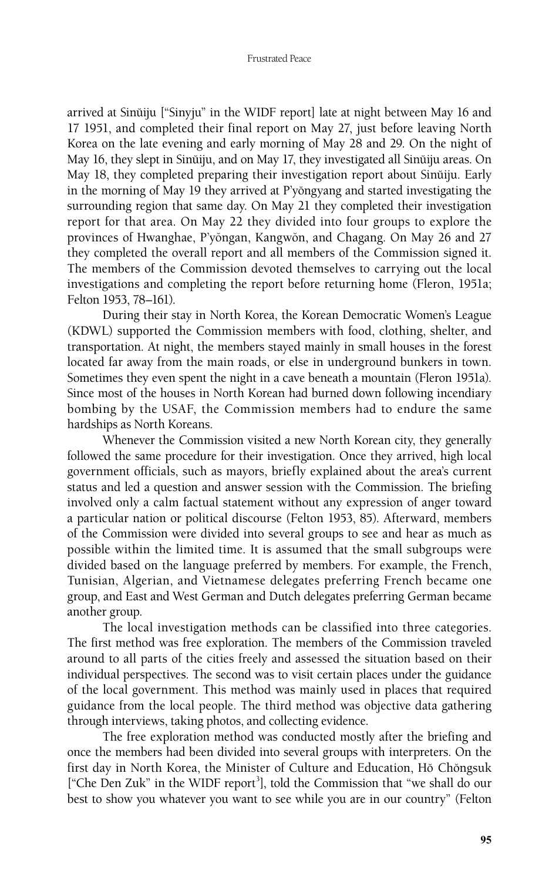arrived at Sinŭiju ["Sinyju" in the WIDF report] late at night between May 16 and 17 1951, and completed their final report on May 27, just before leaving North Korea on the late evening and early morning of May 28 and 29. On the night of May 16, they slept in Sinŭiju, and on May 17, they investigated all Sinŭiju areas. On May 18, they completed preparing their investigation report about Sinŭiju. Early in the morning of May 19 they arrived at P'yŏngyang and started investigating the surrounding region that same day. On May 21 they completed their investigation report for that area. On May 22 they divided into four groups to explore the provinces of Hwanghae, P'yŏngan, Kangwŏn, and Chagang. On May 26 and 27 they completed the overall report and all members of the Commission signed it. The members of the Commission devoted themselves to carrying out the local investigations and completing the report before returning home (Fleron, 1951a; Felton 1953, 78–161).

During their stay in North Korea, the Korean Democratic Women's League (KDWL) supported the Commission members with food, clothing, shelter, and transportation. At night, the members stayed mainly in small houses in the forest located far away from the main roads, or else in underground bunkers in town. Sometimes they even spent the night in a cave beneath a mountain (Fleron 1951a). Since most of the houses in North Korean had burned down following incendiary bombing by the USAF, the Commission members had to endure the same hardships as North Koreans.

Whenever the Commission visited a new North Korean city, they generally followed the same procedure for their investigation. Once they arrived, high local government officials, such as mayors, briefly explained about the area's current status and led a question and answer session with the Commission. The briefing involved only a calm factual statement without any expression of anger toward a particular nation or political discourse (Felton 1953, 85). Afterward, members of the Commission were divided into several groups to see and hear as much as possible within the limited time. It is assumed that the small subgroups were divided based on the language preferred by members. For example, the French, Tunisian, Algerian, and Vietnamese delegates preferring French became one group, and East and West German and Dutch delegates preferring German became another group.

The local investigation methods can be classified into three categories. The first method was free exploration. The members of the Commission traveled around to all parts of the cities freely and assessed the situation based on their individual perspectives. The second was to visit certain places under the guidance of the local government. This method was mainly used in places that required guidance from the local people. The third method was objective data gathering through interviews, taking photos, and collecting evidence.

The free exploration method was conducted mostly after the briefing and once the members had been divided into several groups with interpreters. On the first day in North Korea, the Minister of Culture and Education, Hŏ Chŏngsuk ["Che Den Zuk" in the WIDF report[3]], told the Commission that "we shall do our best to show you whatever you want to see while you are in our country" (Felton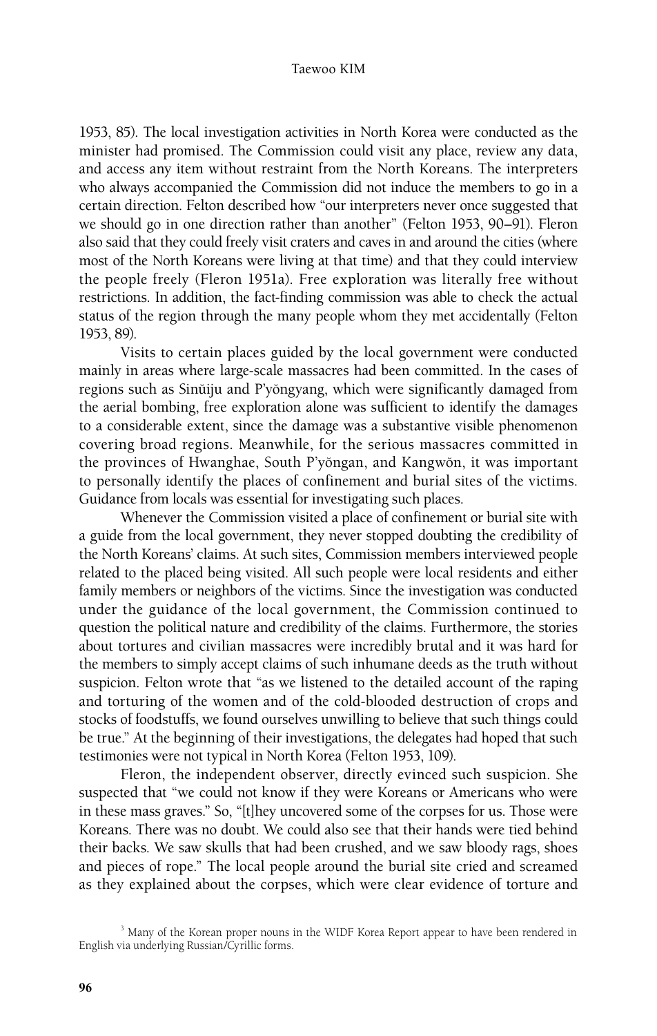1953, 85). The local investigation activities in North Korea were conducted as the minister had promised. The Commission could visit any place, review any data, and access any item without restraint from the North Koreans. The interpreters who always accompanied the Commission did not induce the members to go in a certain direction. Felton described how "our interpreters never once suggested that we should go in one direction rather than another" (Felton 1953, 90–91). Fleron also said that they could freely visit craters and caves in and around the cities (where most of the North Koreans were living at that time) and that they could interview the people freely (Fleron 1951a). Free exploration was literally free without restrictions. In addition, the fact-finding commission was able to check the actual status of the region through the many people whom they met accidentally (Felton 1953, 89).

Visits to certain places guided by the local government were conducted mainly in areas where large-scale massacres had been committed. In the cases of regions such as Sinŭiju and P'yŏngyang, which were significantly damaged from the aerial bombing, free exploration alone was sufficient to identify the damages to a considerable extent, since the damage was a substantive visible phenomenon covering broad regions. Meanwhile, for the serious massacres committed in the provinces of Hwanghae, South P'yŏngan, and Kangwŏn, it was important to personally identify the places of confinement and burial sites of the victims. Guidance from locals was essential for investigating such places.

Whenever the Commission visited a place of confinement or burial site with a guide from the local government, they never stopped doubting the credibility of the North Koreans' claims. At such sites, Commission members interviewed people related to the placed being visited. All such people were local residents and either family members or neighbors of the victims. Since the investigation was conducted under the guidance of the local government, the Commission continued to question the political nature and credibility of the claims. Furthermore, the stories about tortures and civilian massacres were incredibly brutal and it was hard for the members to simply accept claims of such inhumane deeds as the truth without suspicion. Felton wrote that "as we listened to the detailed account of the raping and torturing of the women and of the cold-blooded destruction of crops and stocks of foodstuffs, we found ourselves unwilling to believe that such things could be true." At the beginning of their investigations, the delegates had hoped that such testimonies were not typical in North Korea (Felton 1953, 109).

Fleron, the independent observer, directly evinced such suspicion. She suspected that "we could not know if they were Koreans or Americans who were in these mass graves." So, "[t]hey uncovered some of the corpses for us. Those were Koreans. There was no doubt. We could also see that their hands were tied behind their backs. We saw skulls that had been crushed, and we saw bloody rags, shoes and pieces of rope." The local people around the burial site cried and screamed as they explained about the corpses, which were clear evidence of torture and

[3] Many of the Korean proper nouns in the WIDF Korea Report appear to have been rendered in English via underlying Russian/Cyrillic forms.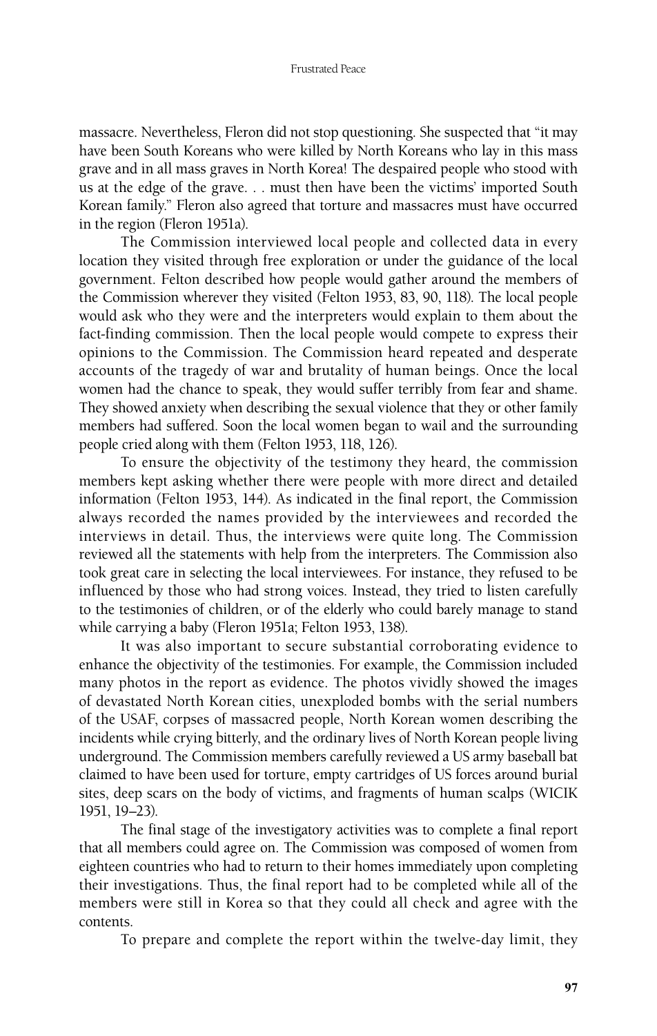massacre. Nevertheless, Fleron did not stop questioning. She suspected that "it may have been South Koreans who were killed by North Koreans who lay in this mass grave and in all mass graves in North Korea! The despaired people who stood with us at the edge of the grave. . . must then have been the victims' imported South Korean family." Fleron also agreed that torture and massacres must have occurred in the region (Fleron 1951a).

The Commission interviewed local people and collected data in every location they visited through free exploration or under the guidance of the local government. Felton described how people would gather around the members of the Commission wherever they visited (Felton 1953, 83, 90, 118). The local people would ask who they were and the interpreters would explain to them about the fact-finding commission. Then the local people would compete to express their opinions to the Commission. The Commission heard repeated and desperate accounts of the tragedy of war and brutality of human beings. Once the local women had the chance to speak, they would suffer terribly from fear and shame. They showed anxiety when describing the sexual violence that they or other family members had suffered. Soon the local women began to wail and the surrounding people cried along with them (Felton 1953, 118, 126).

To ensure the objectivity of the testimony they heard, the commission members kept asking whether there were people with more direct and detailed information (Felton 1953, 144). As indicated in the final report, the Commission always recorded the names provided by the interviewees and recorded the interviews in detail. Thus, the interviews were quite long. The Commission reviewed all the statements with help from the interpreters. The Commission also took great care in selecting the local interviewees. For instance, they refused to be influenced by those who had strong voices. Instead, they tried to listen carefully to the testimonies of children, or of the elderly who could barely manage to stand while carrying a baby (Fleron 1951a; Felton 1953, 138).

It was also important to secure substantial corroborating evidence to enhance the objectivity of the testimonies. For example, the Commission included many photos in the report as evidence. The photos vividly showed the images of devastated North Korean cities, unexploded bombs with the serial numbers of the USAF, corpses of massacred people, North Korean women describing the incidents while crying bitterly, and the ordinary lives of North Korean people living underground. The Commission members carefully reviewed a US army baseball bat claimed to have been used for torture, empty cartridges of US forces around burial sites, deep scars on the body of victims, and fragments of human scalps (WICIK 1951, 19–23).

The final stage of the investigatory activities was to complete a final report that all members could agree on. The Commission was composed of women from eighteen countries who had to return to their homes immediately upon completing their investigations. Thus, the final report had to be completed while all of the members were still in Korea so that they could all check and agree with the contents.

To prepare and complete the report within the twelve-day limit, they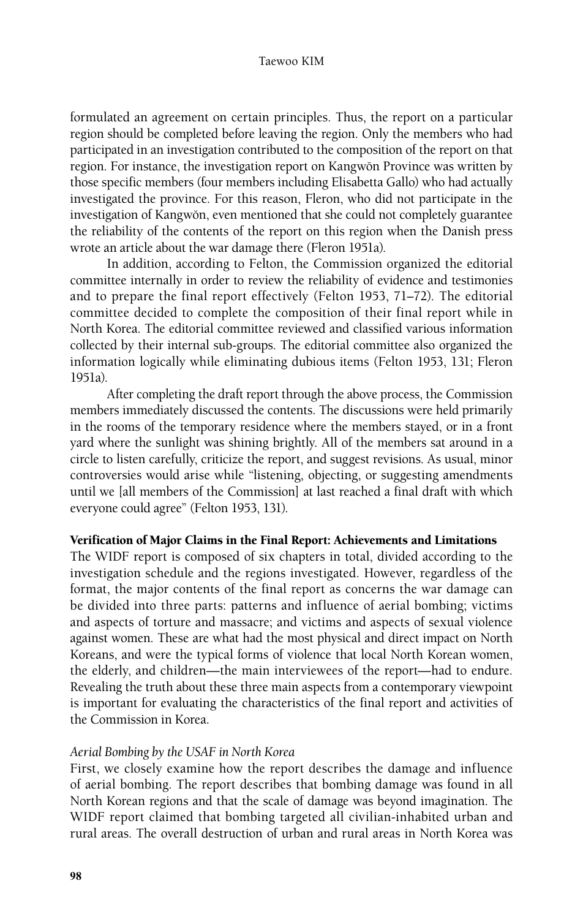formulated an agreement on certain principles. Thus, the report on a particular region should be completed before leaving the region. Only the members who had participated in an investigation contributed to the composition of the report on that region. For instance, the investigation report on Kangwŏn Province was written by those specific members (four members including Elisabetta Gallo) who had actually investigated the province. For this reason, Fleron, who did not participate in the investigation of Kangwŏn, even mentioned that she could not completely guarantee the reliability of the contents of the report on this region when the Danish press wrote an article about the war damage there (Fleron 1951a).

In addition, according to Felton, the Commission organized the editorial committee internally in order to review the reliability of evidence and testimonies and to prepare the final report effectively (Felton 1953, 71–72). The editorial committee decided to complete the composition of their final report while in North Korea. The editorial committee reviewed and classified various information collected by their internal sub-groups. The editorial committee also organized the information logically while eliminating dubious items (Felton 1953, 131; Fleron 1951a).

After completing the draft report through the above process, the Commission members immediately discussed the contents. The discussions were held primarily in the rooms of the temporary residence where the members stayed, or in a front yard where the sunlight was shining brightly. All of the members sat around in a circle to listen carefully, criticize the report, and suggest revisions. As usual, minor controversies would arise while "listening, objecting, or suggesting amendments until we [all members of the Commission] at last reached a final draft with which everyone could agree" (Felton 1953, 131).

## Verification of Major Claims in the Final Report: Achievements and Limitations

The WIDF report is composed of six chapters in total, divided according to the investigation schedule and the regions investigated. However, regardless of the format, the major contents of the final report as concerns the war damage can be divided into three parts: patterns and influence of aerial bombing; victims and aspects of torture and massacre; and victims and aspects of sexual violence against women. These are what had the most physical and direct impact on North Koreans, and were the typical forms of violence that local North Korean women, the elderly, and children—the main interviewees of the report—had to endure. Revealing the truth about these three main aspects from a contemporary viewpoint is important for evaluating the characteristics of the final report and activities of the Commission in Korea.

### *Aerial Bombing by the USAF in North Korea*

First, we closely examine how the report describes the damage and influence of aerial bombing. The report describes that bombing damage was found in all North Korean regions and that the scale of damage was beyond imagination. The WIDF report claimed that bombing targeted all civilian-inhabited urban and rural areas. The overall destruction of urban and rural areas in North Korea was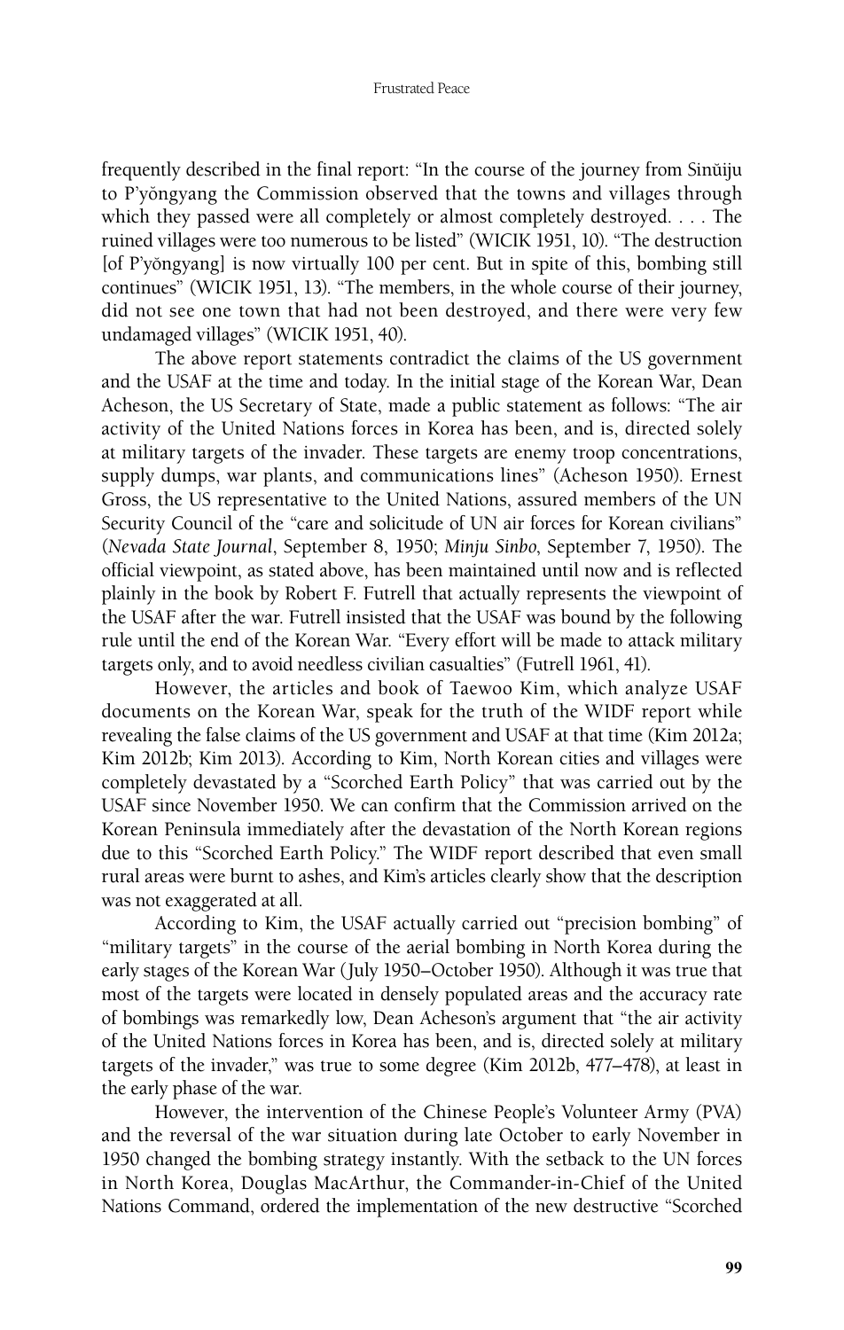frequently described in the final report: "In the course of the journey from Sinŭiju to P'yŏngyang the Commission observed that the towns and villages through which they passed were all completely or almost completely destroyed. . . . The ruined villages were too numerous to be listed" (WICIK 1951, 10). "The destruction [of P'yŏngyang] is now virtually 100 per cent. But in spite of this, bombing still continues" (WICIK 1951, 13). "The members, in the whole course of their journey, did not see one town that had not been destroyed, and there were very few undamaged villages" (WICIK 1951, 40).

The above report statements contradict the claims of the US government and the USAF at the time and today. In the initial stage of the Korean War, Dean Acheson, the US Secretary of State, made a public statement as follows: "The air activity of the United Nations forces in Korea has been, and is, directed solely at military targets of the invader. These targets are enemy troop concentrations, supply dumps, war plants, and communications lines" (Acheson 1950). Ernest Gross, the US representative to the United Nations, assured members of the UN Security Council of the "care and solicitude of UN air forces for Korean civilians" (*Nevada State Journal*, September 8, 1950; *Minju Sinbo*, September 7, 1950). The official viewpoint, as stated above, has been maintained until now and is reflected plainly in the book by Robert F. Futrell that actually represents the viewpoint of the USAF after the war. Futrell insisted that the USAF was bound by the following rule until the end of the Korean War. "Every effort will be made to attack military targets only, and to avoid needless civilian casualties" (Futrell 1961, 41).

However, the articles and book of Taewoo Kim, which analyze USAF documents on the Korean War, speak for the truth of the WIDF report while revealing the false claims of the US government and USAF at that time (Kim 2012a; Kim 2012b; Kim 2013). According to Kim, North Korean cities and villages were completely devastated by a "Scorched Earth Policy" that was carried out by the USAF since November 1950. We can confirm that the Commission arrived on the Korean Peninsula immediately after the devastation of the North Korean regions due to this "Scorched Earth Policy." The WIDF report described that even small rural areas were burnt to ashes, and Kim's articles clearly show that the description was not exaggerated at all.

According to Kim, the USAF actually carried out "precision bombing" of "military targets" in the course of the aerial bombing in North Korea during the early stages of the Korean War (July 1950–October 1950). Although it was true that most of the targets were located in densely populated areas and the accuracy rate of bombings was remarkedly low, Dean Acheson's argument that "the air activity of the United Nations forces in Korea has been, and is, directed solely at military targets of the invader," was true to some degree (Kim 2012b, 477–478), at least in the early phase of the war.

However, the intervention of the Chinese People's Volunteer Army (PVA) and the reversal of the war situation during late October to early November in 1950 changed the bombing strategy instantly. With the setback to the UN forces in North Korea, Douglas MacArthur, the Commander-in-Chief of the United Nations Command, ordered the implementation of the new destructive "Scorched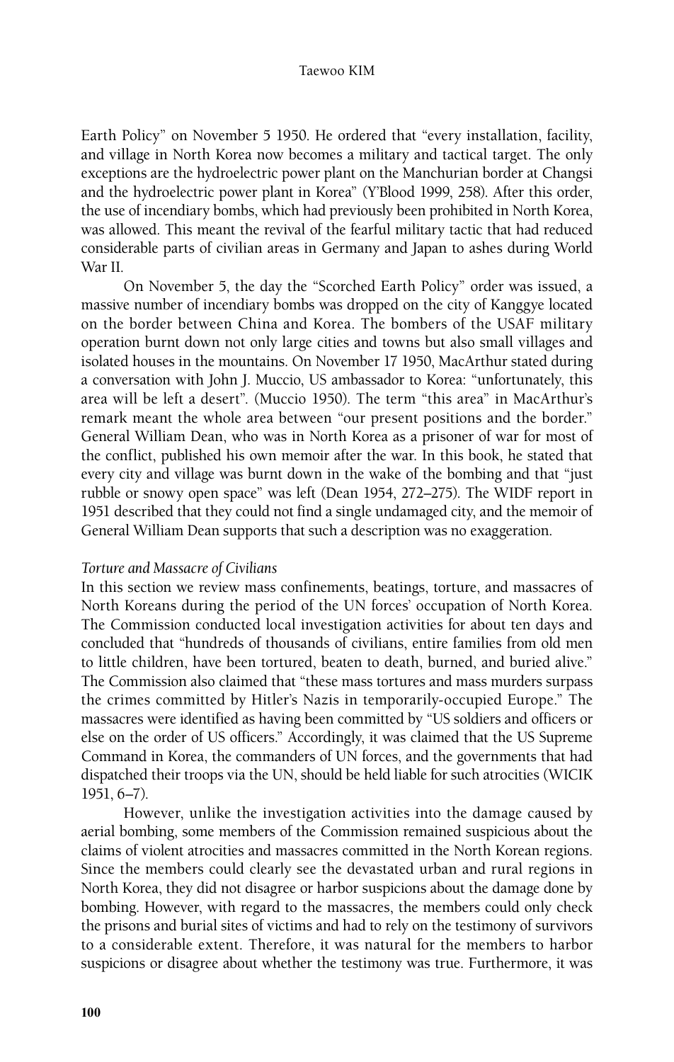Earth Policy" on November 5 1950. He ordered that "every installation, facility, and village in North Korea now becomes a military and tactical target. The only exceptions are the hydroelectric power plant on the Manchurian border at Changsi and the hydroelectric power plant in Korea" (Y'Blood 1999, 258). After this order, the use of incendiary bombs, which had previously been prohibited in North Korea, was allowed. This meant the revival of the fearful military tactic that had reduced considerable parts of civilian areas in Germany and Japan to ashes during World War II.

On November 5, the day the "Scorched Earth Policy" order was issued, a massive number of incendiary bombs was dropped on the city of Kanggye located on the border between China and Korea. The bombers of the USAF military operation burnt down not only large cities and towns but also small villages and isolated houses in the mountains. On November 17 1950, MacArthur stated during a conversation with John J. Muccio, US ambassador to Korea: "unfortunately, this area will be left a desert". (Muccio 1950). The term "this area" in MacArthur's remark meant the whole area between "our present positions and the border." General William Dean, who was in North Korea as a prisoner of war for most of the conflict, published his own memoir after the war. In this book, he stated that every city and village was burnt down in the wake of the bombing and that "just rubble or snowy open space" was left (Dean 1954, 272–275). The WIDF report in 1951 described that they could not find a single undamaged city, and the memoir of General William Dean supports that such a description was no exaggeration.

### *Torture and Massacre of Civilians*

In this section we review mass confinements, beatings, torture, and massacres of North Koreans during the period of the UN forces' occupation of North Korea. The Commission conducted local investigation activities for about ten days and concluded that "hundreds of thousands of civilians, entire families from old men to little children, have been tortured, beaten to death, burned, and buried alive." The Commission also claimed that "these mass tortures and mass murders surpass the crimes committed by Hitler's Nazis in temporarily-occupied Europe." The massacres were identified as having been committed by "US soldiers and officers or else on the order of US officers." Accordingly, it was claimed that the US Supreme Command in Korea, the commanders of UN forces, and the governments that had dispatched their troops via the UN, should be held liable for such atrocities (WICIK 1951, 6–7).

However, unlike the investigation activities into the damage caused by aerial bombing, some members of the Commission remained suspicious about the claims of violent atrocities and massacres committed in the North Korean regions. Since the members could clearly see the devastated urban and rural regions in North Korea, they did not disagree or harbor suspicions about the damage done by bombing. However, with regard to the massacres, the members could only check the prisons and burial sites of victims and had to rely on the testimony of survivors to a considerable extent. Therefore, it was natural for the members to harbor suspicions or disagree about whether the testimony was true. Furthermore, it was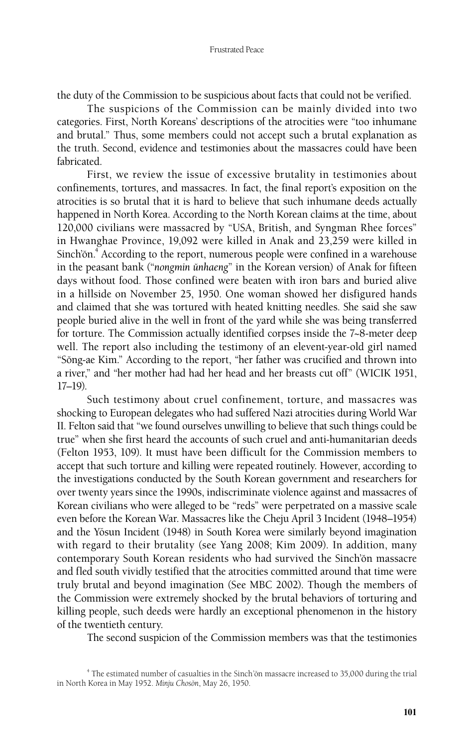the duty of the Commission to be suspicious about facts that could not be verified.

The suspicions of the Commission can be mainly divided into two categories. First, North Koreans' descriptions of the atrocities were "too inhumane and brutal." Thus, some members could not accept such a brutal explanation as the truth. Second, evidence and testimonies about the massacres could have been fabricated.

First, we review the issue of excessive brutality in testimonies about confinements, tortures, and massacres. In fact, the final report's exposition on the atrocities is so brutal that it is hard to believe that such inhumane deeds actually happened in North Korea. According to the North Korean claims at the time, about 120,000 civilians were massacred by "USA, British, and Syngman Rhee forces" in Hwanghae Province, 19,092 were killed in Anak and 23,259 were killed in Sinch'ŏn.[4] According to the report, numerous people were confined in a warehouse in the peasant bank ("*nongmin ŭnhaeng*" in the Korean version) of Anak for fifteen days without food. Those confined were beaten with iron bars and buried alive in a hillside on November 25, 1950. One woman showed her disfigured hands and claimed that she was tortured with heated knitting needles. She said she saw people buried alive in the well in front of the yard while she was being transferred for torture. The Commission actually identified corpses inside the 7~8-meter deep well. The report also including the testimony of an elevent-year-old girl named "Sŏng-ae Kim." According to the report, "her father was crucified and thrown into a river," and "her mother had had her head and her breasts cut off" (WICIK 1951, 17–19).

Such testimony about cruel confinement, torture, and massacres was shocking to European delegates who had suffered Nazi atrocities during World War II. Felton said that "we found ourselves unwilling to believe that such things could be true" when she first heard the accounts of such cruel and anti-humanitarian deeds (Felton 1953, 109). It must have been difficult for the Commission members to accept that such torture and killing were repeated routinely. However, according to the investigations conducted by the South Korean government and researchers for over twenty years since the 1990s, indiscriminate violence against and massacres of Korean civilians who were alleged to be "reds" were perpetrated on a massive scale even before the Korean War. Massacres like the Cheju April 3 Incident (1948–1954) and the Yŏsun Incident (1948) in South Korea were similarly beyond imagination with regard to their brutality (see Yang 2008; Kim 2009). In addition, many contemporary South Korean residents who had survived the Sinch'ŏn massacre and fled south vividly testified that the atrocities committed around that time were truly brutal and beyond imagination (See MBC 2002). Though the members of the Commission were extremely shocked by the brutal behaviors of torturing and killing people, such deeds were hardly an exceptional phenomenon in the history of the twentieth century.

The second suspicion of the Commission members was that the testimonies

[4] The estimated number of casualties in the Sinch'ŏn massacre increased to 35,000 during the trial in North Korea in May 1952. *Minju Chosŏn*, May 26, 1950.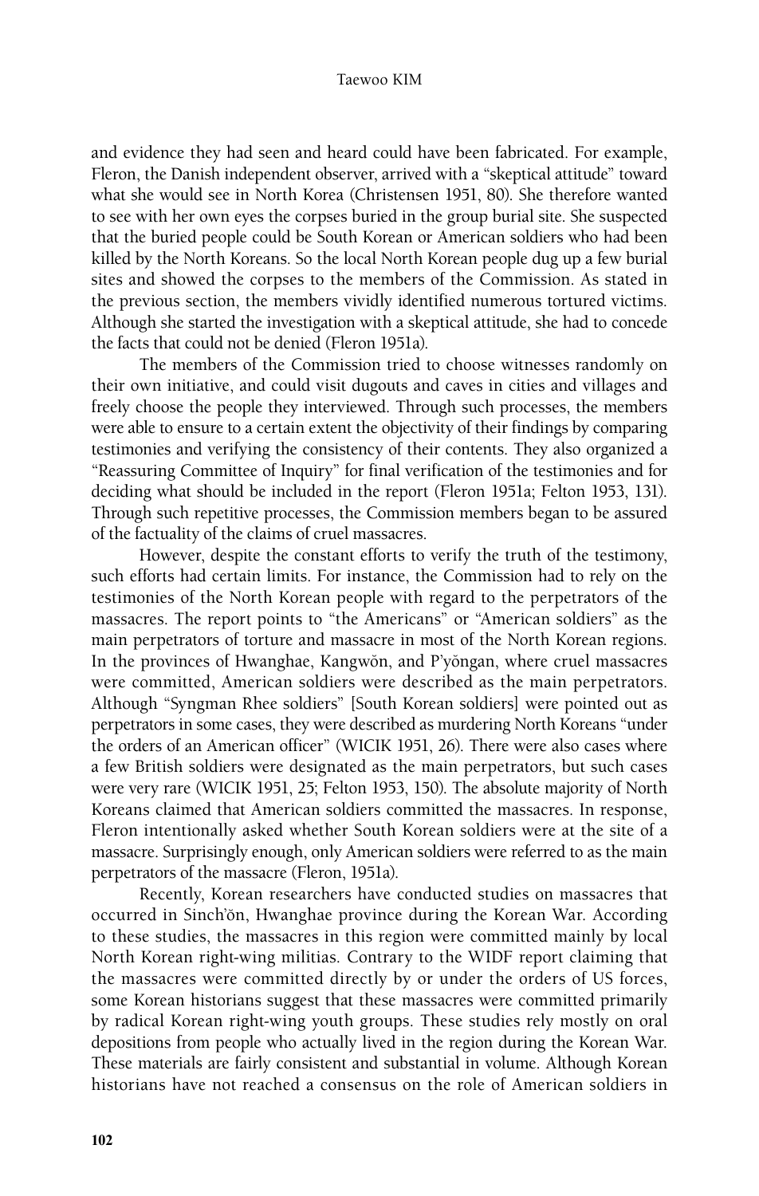and evidence they had seen and heard could have been fabricated. For example, Fleron, the Danish independent observer, arrived with a "skeptical attitude" toward what she would see in North Korea (Christensen 1951, 80). She therefore wanted to see with her own eyes the corpses buried in the group burial site. She suspected that the buried people could be South Korean or American soldiers who had been killed by the North Koreans. So the local North Korean people dug up a few burial sites and showed the corpses to the members of the Commission. As stated in the previous section, the members vividly identified numerous tortured victims. Although she started the investigation with a skeptical attitude, she had to concede the facts that could not be denied (Fleron 1951a).

The members of the Commission tried to choose witnesses randomly on their own initiative, and could visit dugouts and caves in cities and villages and freely choose the people they interviewed. Through such processes, the members were able to ensure to a certain extent the objectivity of their findings by comparing testimonies and verifying the consistency of their contents. They also organized a "Reassuring Committee of Inquiry" for final verification of the testimonies and for deciding what should be included in the report (Fleron 1951a; Felton 1953, 131). Through such repetitive processes, the Commission members began to be assured of the factuality of the claims of cruel massacres.

However, despite the constant efforts to verify the truth of the testimony, such efforts had certain limits. For instance, the Commission had to rely on the testimonies of the North Korean people with regard to the perpetrators of the massacres. The report points to "the Americans" or "American soldiers" as the main perpetrators of torture and massacre in most of the North Korean regions. In the provinces of Hwanghae, Kangwŏn, and P'yŏngan, where cruel massacres were committed, American soldiers were described as the main perpetrators. Although "Syngman Rhee soldiers" [South Korean soldiers] were pointed out as perpetrators in some cases, they were described as murdering North Koreans "under the orders of an American officer" (WICIK 1951, 26). There were also cases where a few British soldiers were designated as the main perpetrators, but such cases were very rare (WICIK 1951, 25; Felton 1953, 150). The absolute majority of North Koreans claimed that American soldiers committed the massacres. In response, Fleron intentionally asked whether South Korean soldiers were at the site of a massacre. Surprisingly enough, only American soldiers were referred to as the main perpetrators of the massacre (Fleron, 1951a).

Recently, Korean researchers have conducted studies on massacres that occurred in Sinch'ŏn, Hwanghae province during the Korean War. According to these studies, the massacres in this region were committed mainly by local North Korean right-wing militias. Contrary to the WIDF report claiming that the massacres were committed directly by or under the orders of US forces, some Korean historians suggest that these massacres were committed primarily by radical Korean right-wing youth groups. These studies rely mostly on oral depositions from people who actually lived in the region during the Korean War. These materials are fairly consistent and substantial in volume. Although Korean historians have not reached a consensus on the role of American soldiers in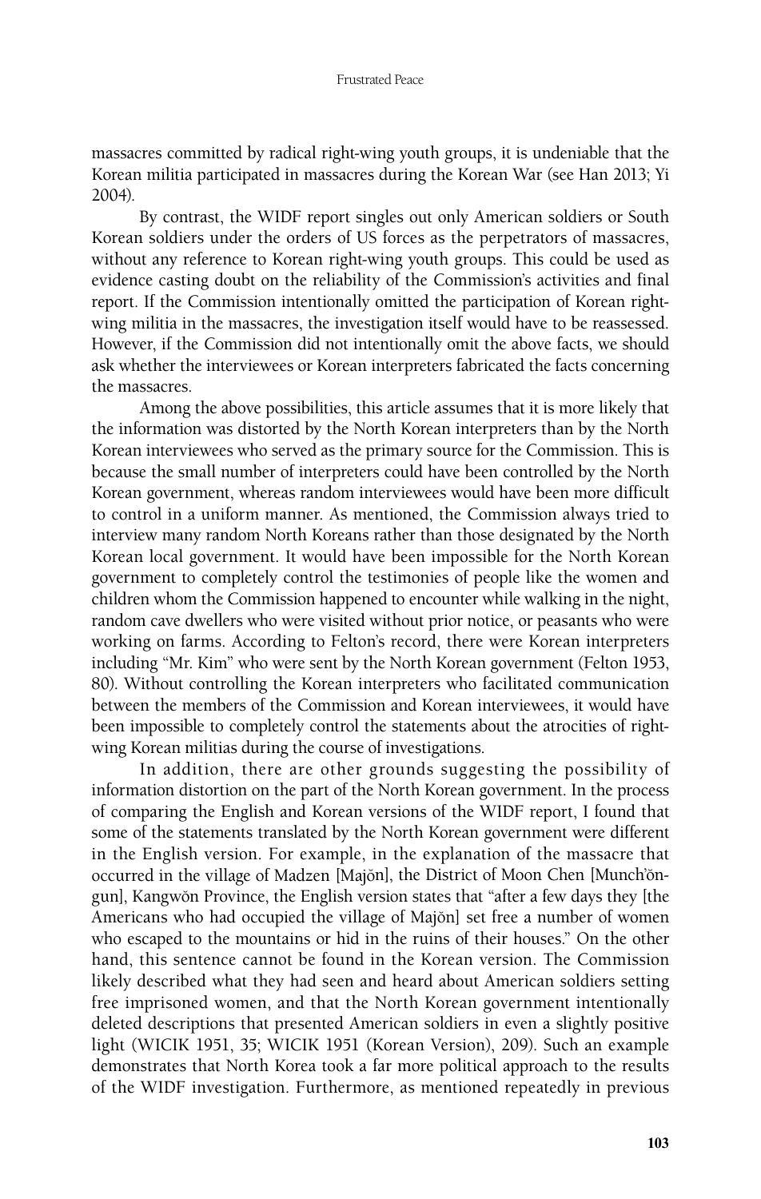massacres committed by radical right-wing youth groups, it is undeniable that the Korean militia participated in massacres during the Korean War (see Han 2013; Yi 2004).

By contrast, the WIDF report singles out only American soldiers or South Korean soldiers under the orders of US forces as the perpetrators of massacres, without any reference to Korean right-wing youth groups. This could be used as evidence casting doubt on the reliability of the Commission's activities and final report. If the Commission intentionally omitted the participation of Korean right-wing militia in the massacres, the investigation itself would have to be reassessed. However, if the Commission did not intentionally omit the above facts, we should ask whether the interviewees or Korean interpreters fabricated the facts concerning the massacres.

Among the above possibilities, this article assumes that it is more likely that the information was distorted by the North Korean interpreters than by the North Korean interviewees who served as the primary source for the Commission. This is because the small number of interpreters could have been controlled by the North Korean government, whereas random interviewees would have been more difficult to control in a uniform manner. As mentioned, the Commission always tried to interview many random North Koreans rather than those designated by the North Korean local government. It would have been impossible for the North Korean government to completely control the testimonies of people like the women and children whom the Commission happened to encounter while walking in the night, random cave dwellers who were visited without prior notice, or peasants who were working on farms. According to Felton's record, there were Korean interpreters including "Mr. Kim" who were sent by the North Korean government (Felton 1953, 80). Without controlling the Korean interpreters who facilitated communication between the members of the Commission and Korean interviewees, it would have been impossible to completely control the statements about the atrocities of right-wing Korean militias during the course of investigations.

In addition, there are other grounds suggesting the possibility of information distortion on the part of the North Korean government. In the process of comparing the English and Korean versions of the WIDF report, I found that some of the statements translated by the North Korean government were different in the English version. For example, in the explanation of the massacre that occurred in the village of Madzen [Majŏn], the District of Moon Chen [Munch'ŏn-gun], Kangwŏn Province, the English version states that "after a few days they [the Americans who had occupied the village of Majŏn] set free a number of women who escaped to the mountains or hid in the ruins of their houses." On the other hand, this sentence cannot be found in the Korean version. The Commission likely described what they had seen and heard about American soldiers setting free imprisoned women, and that the North Korean government intentionally deleted descriptions that presented American soldiers in even a slightly positive light (WICIK 1951, 35; WICIK 1951 (Korean Version), 209). Such an example demonstrates that North Korea took a far more political approach to the results of the WIDF investigation. Furthermore, as mentioned repeatedly in previous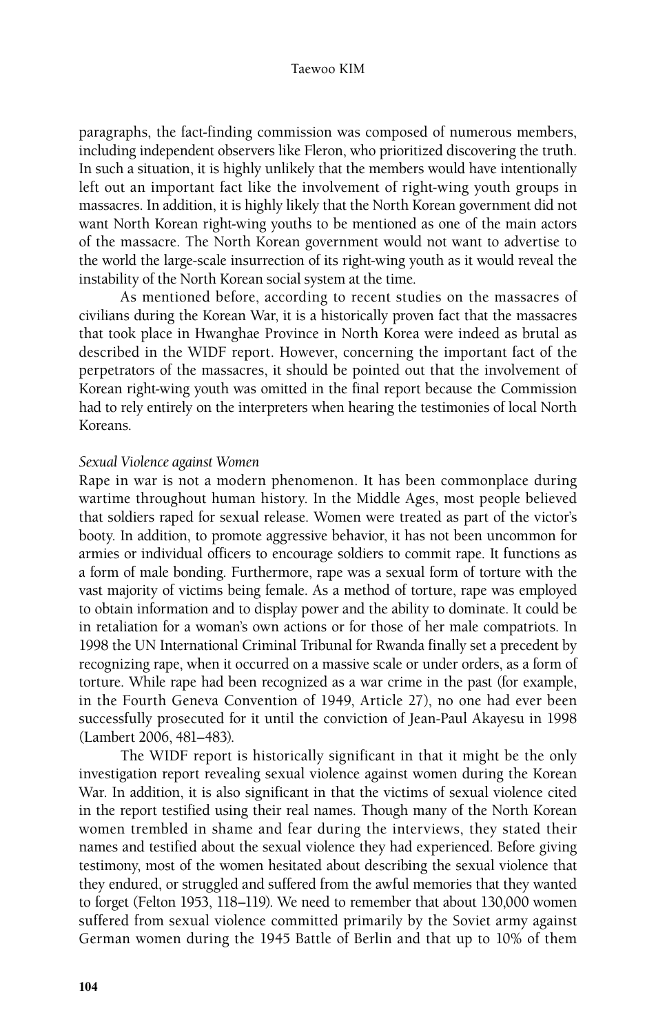paragraphs, the fact-finding commission was composed of numerous members, including independent observers like Fleron, who prioritized discovering the truth. In such a situation, it is highly unlikely that the members would have intentionally left out an important fact like the involvement of right-wing youth groups in massacres. In addition, it is highly likely that the North Korean government did not want North Korean right-wing youths to be mentioned as one of the main actors of the massacre. The North Korean government would not want to advertise to the world the large-scale insurrection of its right-wing youth as it would reveal the instability of the North Korean social system at the time.

As mentioned before, according to recent studies on the massacres of civilians during the Korean War, it is a historically proven fact that the massacres that took place in Hwanghae Province in North Korea were indeed as brutal as described in the WIDF report. However, concerning the important fact of the perpetrators of the massacres, it should be pointed out that the involvement of Korean right-wing youth was omitted in the final report because the Commission had to rely entirely on the interpreters when hearing the testimonies of local North Koreans.

*Sexual Violence against Women*

Rape in war is not a modern phenomenon. It has been commonplace during wartime throughout human history. In the Middle Ages, most people believed that soldiers raped for sexual release. Women were treated as part of the victor's booty. In addition, to promote aggressive behavior, it has not been uncommon for armies or individual officers to encourage soldiers to commit rape. It functions as a form of male bonding. Furthermore, rape was a sexual form of torture with the vast majority of victims being female. As a method of torture, rape was employed to obtain information and to display power and the ability to dominate. It could be in retaliation for a woman's own actions or for those of her male compatriots. In 1998 the UN International Criminal Tribunal for Rwanda finally set a precedent by recognizing rape, when it occurred on a massive scale or under orders, as a form of torture. While rape had been recognized as a war crime in the past (for example, in the Fourth Geneva Convention of 1949, Article 27), no one had ever been successfully prosecuted for it until the conviction of Jean-Paul Akayesu in 1998 (Lambert 2006, 481–483).

The WIDF report is historically significant in that it might be the only investigation report revealing sexual violence against women during the Korean War. In addition, it is also significant in that the victims of sexual violence cited in the report testified using their real names. Though many of the North Korean women trembled in shame and fear during the interviews, they stated their names and testified about the sexual violence they had experienced. Before giving testimony, most of the women hesitated about describing the sexual violence that they endured, or struggled and suffered from the awful memories that they wanted to forget (Felton 1953, 118–119). We need to remember that about 130,000 women suffered from sexual violence committed primarily by the Soviet army against German women during the 1945 Battle of Berlin and that up to 10% of them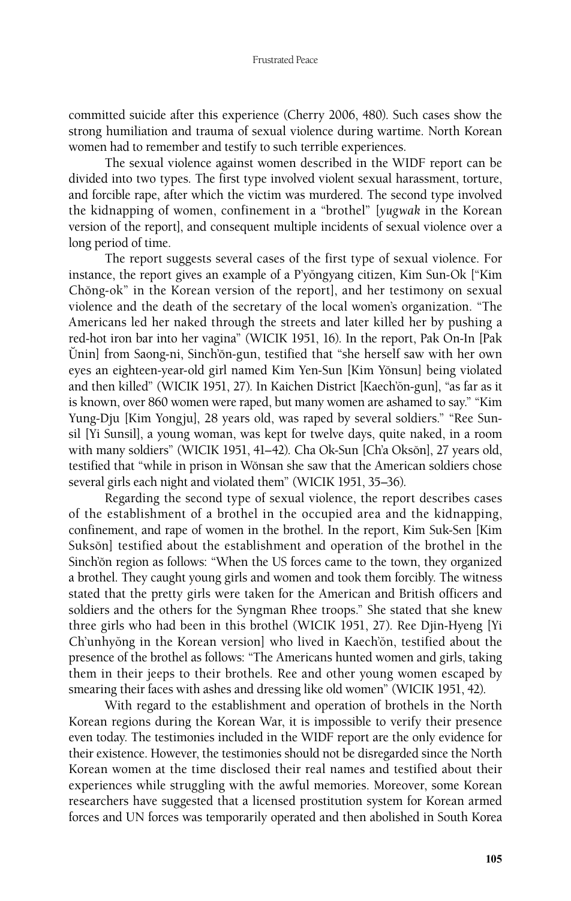committed suicide after this experience (Cherry 2006, 480). Such cases show the strong humiliation and trauma of sexual violence during wartime. North Korean women had to remember and testify to such terrible experiences.

The sexual violence against women described in the WIDF report can be divided into two types. The first type involved violent sexual harassment, torture, and forcible rape, after which the victim was murdered. The second type involved the kidnapping of women, confinement in a "brothel" [*yugwak* in the Korean version of the report], and consequent multiple incidents of sexual violence over a long period of time.

The report suggests several cases of the first type of sexual violence. For instance, the report gives an example of a P'yŏngyang citizen, Kim Sun-Ok ["Kim Chŏng-ok" in the Korean version of the report], and her testimony on sexual violence and the death of the secretary of the local women's organization. "The Americans led her naked through the streets and later killed her by pushing a red-hot iron bar into her vagina" (WICIK 1951, 16). In the report, Pak On-In [Pak Ŭnin] from Saong-ni, Sinch'ŏn-gun, testified that "she herself saw with her own eyes an eighteen-year-old girl named Kim Yen-Sun [Kim Yŏnsun] being violated and then killed" (WICIK 1951, 27). In Kaichen District [Kaech'ŏn-gun], "as far as it is known, over 860 women were raped, but many women are ashamed to say." "Kim Yung-Dju [Kim Yongju], 28 years old, was raped by several soldiers." "Ree Sun-sil [Yi Sunsil], a young woman, was kept for twelve days, quite naked, in a room with many soldiers" (WICIK 1951, 41–42). Cha Ok-Sun [Ch'a Oksŏn], 27 years old, testified that "while in prison in Wŏnsan she saw that the American soldiers chose several girls each night and violated them" (WICIK 1951, 35–36).

Regarding the second type of sexual violence, the report describes cases of the establishment of a brothel in the occupied area and the kidnapping, confinement, and rape of women in the brothel. In the report, Kim Suk-Sen [Kim Suksŏn] testified about the establishment and operation of the brothel in the Sinch'ŏn region as follows: "When the US forces came to the town, they organized a brothel. They caught young girls and women and took them forcibly. The witness stated that the pretty girls were taken for the American and British officers and soldiers and the others for the Syngman Rhee troops." She stated that she knew three girls who had been in this brothel (WICIK 1951, 27). Ree Djin-Hyeng [Yi Ch'unhyŏng in the Korean version] who lived in Kaech'ŏn, testified about the presence of the brothel as follows: "The Americans hunted women and girls, taking them in their jeeps to their brothels. Ree and other young women escaped by smearing their faces with ashes and dressing like old women" (WICIK 1951, 42).

With regard to the establishment and operation of brothels in the North Korean regions during the Korean War, it is impossible to verify their presence even today. The testimonies included in the WIDF report are the only evidence for their existence. However, the testimonies should not be disregarded since the North Korean women at the time disclosed their real names and testified about their experiences while struggling with the awful memories. Moreover, some Korean researchers have suggested that a licensed prostitution system for Korean armed forces and UN forces was temporarily operated and then abolished in South Korea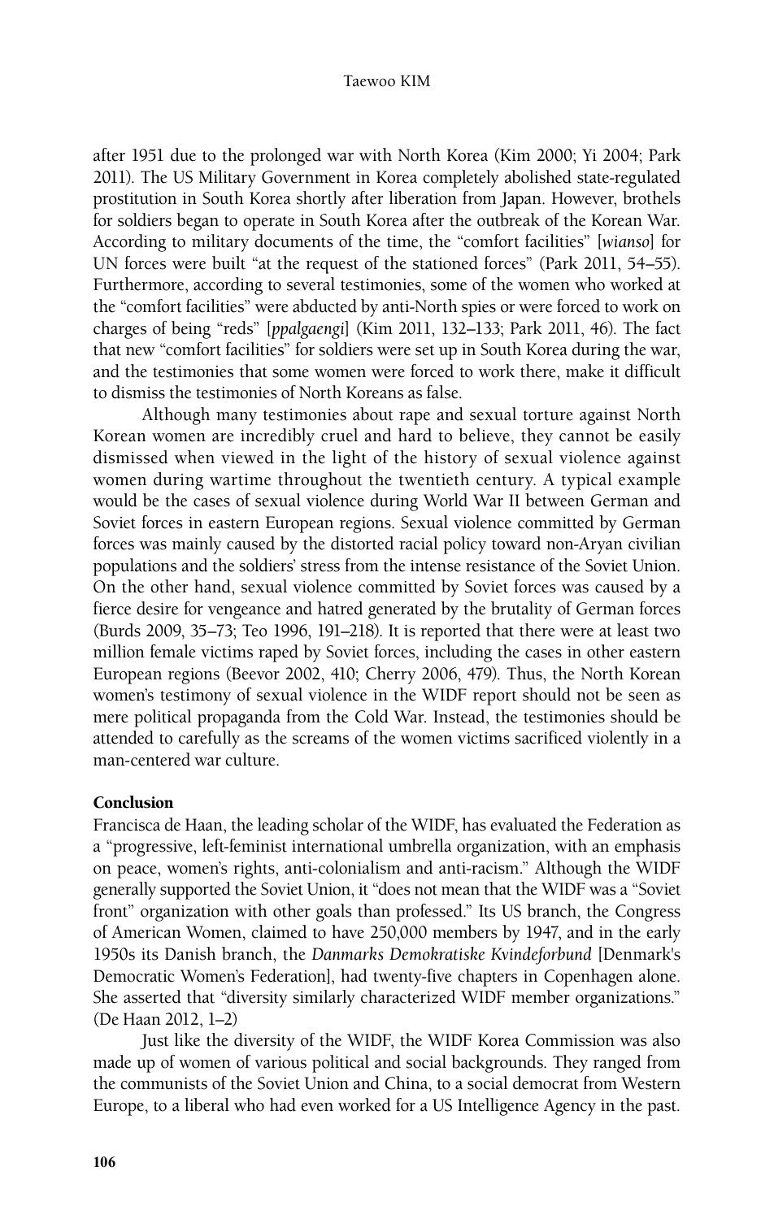after 1951 due to the prolonged war with North Korea (Kim 2000; Yi 2004; Park 2011). The US Military Government in Korea completely abolished state-regulated prostitution in South Korea shortly after liberation from Japan. However, brothels for soldiers began to operate in South Korea after the outbreak of the Korean War. According to military documents of the time, the "comfort facilities" [*wianso*] for UN forces were built "at the request of the stationed forces" (Park 2011, 54–55). Furthermore, according to several testimonies, some of the women who worked at the "comfort facilities" were abducted by anti-North spies or were forced to work on charges of being "reds" [*ppalgaengi*] (Kim 2011, 132–133; Park 2011, 46). The fact that new "comfort facilities" for soldiers were set up in South Korea during the war, and the testimonies that some women were forced to work there, make it difficult to dismiss the testimonies of North Koreans as false.

Although many testimonies about rape and sexual torture against North Korean women are incredibly cruel and hard to believe, they cannot be easily dismissed when viewed in the light of the history of sexual violence against women during wartime throughout the twentieth century. A typical example would be the cases of sexual violence during World War II between German and Soviet forces in eastern European regions. Sexual violence committed by German forces was mainly caused by the distorted racial policy toward non-Aryan civilian populations and the soldiers' stress from the intense resistance of the Soviet Union. On the other hand, sexual violence committed by Soviet forces was caused by a fierce desire for vengeance and hatred generated by the brutality of German forces (Burds 2009, 35–73; Teo 1996, 191–218). It is reported that there were at least two million female victims raped by Soviet forces, including the cases in other eastern European regions (Beevor 2002, 410; Cherry 2006, 479). Thus, the North Korean women's testimony of sexual violence in the WIDF report should not be seen as mere political propaganda from the Cold War. Instead, the testimonies should be attended to carefully as the screams of the women victims sacrificed violently in a man-centered war culture.

## Conclusion

Francisca de Haan, the leading scholar of the WIDF, has evaluated the Federation as a "progressive, left-feminist international umbrella organization, with an emphasis on peace, women's rights, anti-colonialism and anti-racism." Although the WIDF generally supported the Soviet Union, it "does not mean that the WIDF was a "Soviet front" organization with other goals than professed." Its US branch, the Congress of American Women, claimed to have 250,000 members by 1947, and in the early 1950s its Danish branch, the *Danmarks Demokratiske Kvindeforbund* [Denmark's Democratic Women's Federation], had twenty-five chapters in Copenhagen alone. She asserted that "diversity similarly characterized WIDF member organizations." (De Haan 2012, 1–2)

Just like the diversity of the WIDF, the WIDF Korea Commission was also made up of women of various political and social backgrounds. They ranged from the communists of the Soviet Union and China, to a social democrat from Western Europe, to a liberal who had even worked for a US Intelligence Agency in the past.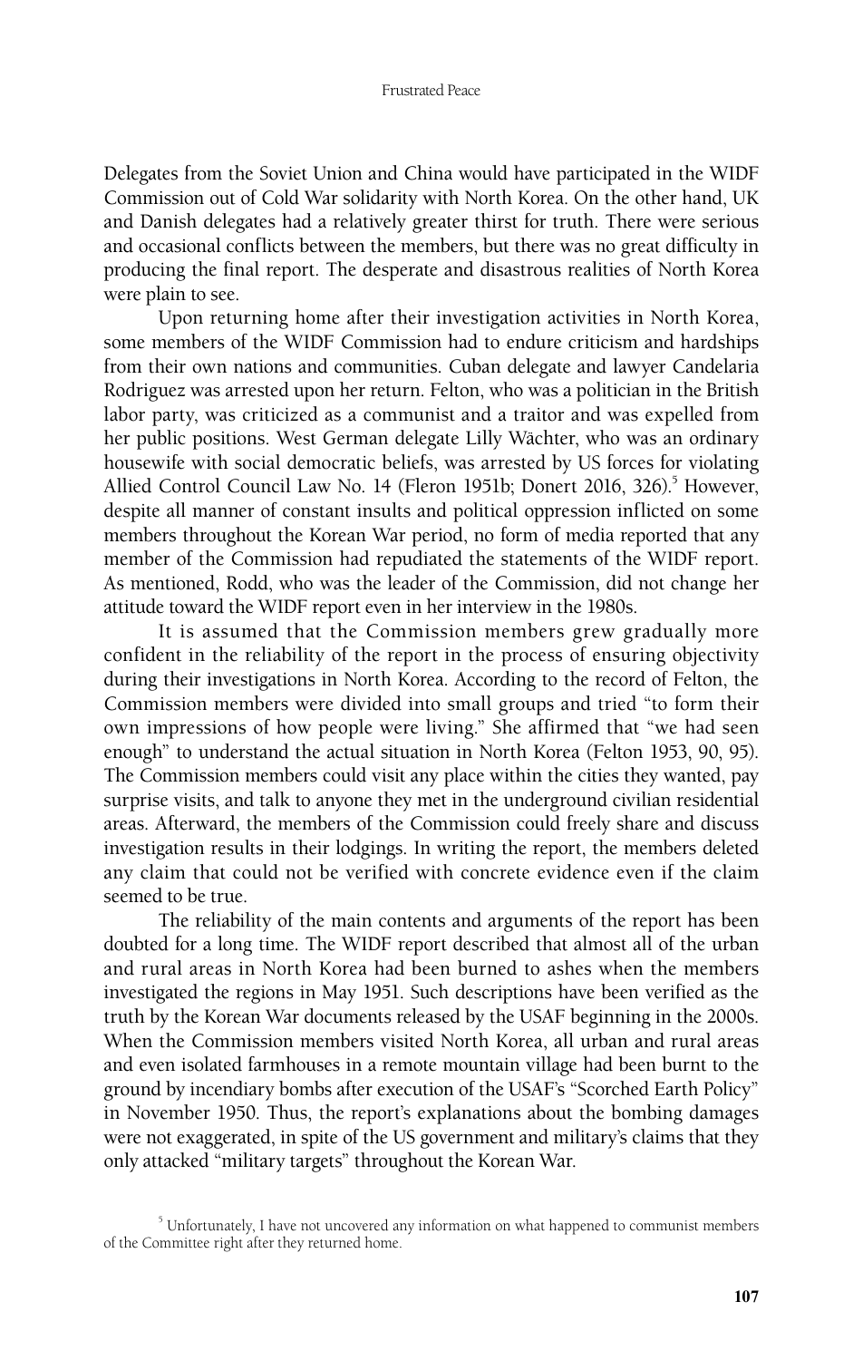Delegates from the Soviet Union and China would have participated in the WIDF Commission out of Cold War solidarity with North Korea. On the other hand, UK and Danish delegates had a relatively greater thirst for truth. There were serious and occasional conflicts between the members, but there was no great difficulty in producing the final report. The desperate and disastrous realities of North Korea were plain to see.

Upon returning home after their investigation activities in North Korea, some members of the WIDF Commission had to endure criticism and hardships from their own nations and communities. Cuban delegate and lawyer Candelaria Rodriguez was arrested upon her return. Felton, who was a politician in the British labor party, was criticized as a communist and a traitor and was expelled from her public positions. West German delegate Lilly Wächter, who was an ordinary housewife with social democratic beliefs, was arrested by US forces for violating Allied Control Council Law No. 14 (Fleron 1951b; Donert 2016, 326).[5] However, despite all manner of constant insults and political oppression inflicted on some members throughout the Korean War period, no form of media reported that any member of the Commission had repudiated the statements of the WIDF report. As mentioned, Rodd, who was the leader of the Commission, did not change her attitude toward the WIDF report even in her interview in the 1980s.

It is assumed that the Commission members grew gradually more confident in the reliability of the report in the process of ensuring objectivity during their investigations in North Korea. According to the record of Felton, the Commission members were divided into small groups and tried "to form their own impressions of how people were living." She affirmed that "we had seen enough" to understand the actual situation in North Korea (Felton 1953, 90, 95). The Commission members could visit any place within the cities they wanted, pay surprise visits, and talk to anyone they met in the underground civilian residential areas. Afterward, the members of the Commission could freely share and discuss investigation results in their lodgings. In writing the report, the members deleted any claim that could not be verified with concrete evidence even if the claim seemed to be true.

The reliability of the main contents and arguments of the report has been doubted for a long time. The WIDF report described that almost all of the urban and rural areas in North Korea had been burned to ashes when the members investigated the regions in May 1951. Such descriptions have been verified as the truth by the Korean War documents released by the USAF beginning in the 2000s. When the Commission members visited North Korea, all urban and rural areas and even isolated farmhouses in a remote mountain village had been burnt to the ground by incendiary bombs after execution of the USAF's "Scorched Earth Policy" in November 1950. Thus, the report's explanations about the bombing damages were not exaggerated, in spite of the US government and military's claims that they only attacked "military targets" throughout the Korean War.

[5] Unfortunately, I have not uncovered any information on what happened to communist members of the Committee right after they returned home.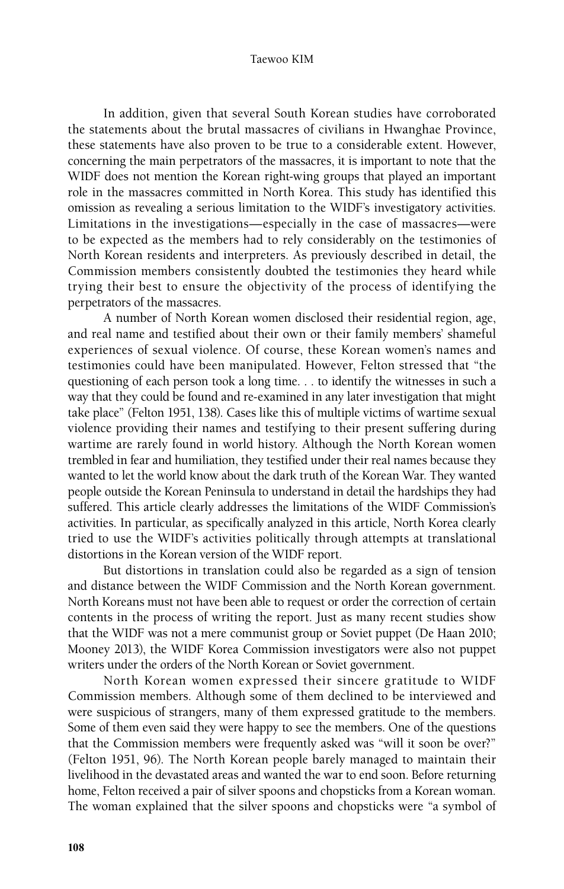In addition, given that several South Korean studies have corroborated the statements about the brutal massacres of civilians in Hwanghae Province, these statements have also proven to be true to a considerable extent. However, concerning the main perpetrators of the massacres, it is important to note that the WIDF does not mention the Korean right-wing groups that played an important role in the massacres committed in North Korea. This study has identified this omission as revealing a serious limitation to the WIDF's investigatory activities. Limitations in the investigations—especially in the case of massacres—were to be expected as the members had to rely considerably on the testimonies of North Korean residents and interpreters. As previously described in detail, the Commission members consistently doubted the testimonies they heard while trying their best to ensure the objectivity of the process of identifying the perpetrators of the massacres.

A number of North Korean women disclosed their residential region, age, and real name and testified about their own or their family members' shameful experiences of sexual violence. Of course, these Korean women's names and testimonies could have been manipulated. However, Felton stressed that "the questioning of each person took a long time. . . to identify the witnesses in such a way that they could be found and re-examined in any later investigation that might take place" (Felton 1951, 138). Cases like this of multiple victims of wartime sexual violence providing their names and testifying to their present suffering during wartime are rarely found in world history. Although the North Korean women trembled in fear and humiliation, they testified under their real names because they wanted to let the world know about the dark truth of the Korean War. They wanted people outside the Korean Peninsula to understand in detail the hardships they had suffered. This article clearly addresses the limitations of the WIDF Commission's activities. In particular, as specifically analyzed in this article, North Korea clearly tried to use the WIDF's activities politically through attempts at translational distortions in the Korean version of the WIDF report.

But distortions in translation could also be regarded as a sign of tension and distance between the WIDF Commission and the North Korean government. North Koreans must not have been able to request or order the correction of certain contents in the process of writing the report. Just as many recent studies show that the WIDF was not a mere communist group or Soviet puppet (De Haan 2010; Mooney 2013), the WIDF Korea Commission investigators were also not puppet writers under the orders of the North Korean or Soviet government.

North Korean women expressed their sincere gratitude to WIDF Commission members. Although some of them declined to be interviewed and were suspicious of strangers, many of them expressed gratitude to the members. Some of them even said they were happy to see the members. One of the questions that the Commission members were frequently asked was "will it soon be over?" (Felton 1951, 96). The North Korean people barely managed to maintain their livelihood in the devastated areas and wanted the war to end soon. Before returning home, Felton received a pair of silver spoons and chopsticks from a Korean woman. The woman explained that the silver spoons and chopsticks were "a symbol of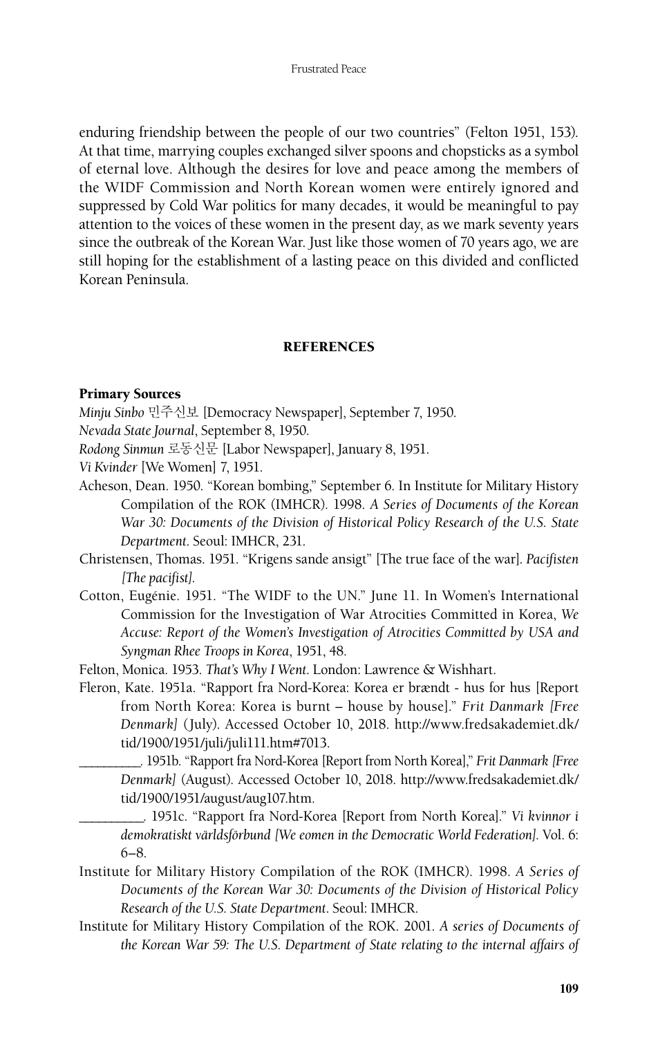enduring friendship between the people of our two countries" (Felton 1951, 153). At that time, marrying couples exchanged silver spoons and chopsticks as a symbol of eternal love. Although the desires for love and peace among the members of the WIDF Commission and North Korean women were entirely ignored and suppressed by Cold War politics for many decades, it would be meaningful to pay attention to the voices of these women in the present day, as we mark seventy years since the outbreak of the Korean War. Just like those women of 70 years ago, we are still hoping for the establishment of a lasting peace on this divided and conflicted Korean Peninsula.

## REFERENCES

### Primary Sources

*Minju Sinbo* 민주신보 [Democracy Newspaper], September 7, 1950.

*Nevada State Journal*, September 8, 1950.

*Rodong Sinmun* 로동신문 [Labor Newspaper], January 8, 1951.

*Vi Kvinder* [We Women] 7, 1951.

Acheson, Dean. 1950. "Korean bombing," September 6. In Institute for Military History Compilation of the ROK (IMHCR). 1998. *A Series of Documents of the Korean War 30: Documents of the Division of Historical Policy Research of the U.S. State Department*. Seoul: IMHCR, 231.

Christensen, Thomas. 1951. "Krigens sande ansigt" [The true face of the war]. *Pacifisten [The pacifist]*.

Cotton, Eugénie. 1951. "The WIDF to the UN." June 11. In Women's International Commission for the Investigation of War Atrocities Committed in Korea, *We Accuse: Report of the Women's Investigation of Atrocities Committed by USA and Syngman Rhee Troops in Korea*, 1951, 48.

Felton, Monica. 1953. *That's Why I Went*. London: Lawrence & Wishhart.

Fleron, Kate. 1951a. "Rapport fra Nord-Korea: Korea er brændt - hus for hus [Report from North Korea: Korea is burnt – house by house]." *Frit Danmark [Free Denmark]* (July). Accessed October 10, 2018. http://www.fredsakademiet.dk/tid/1900/1951/juli/juli111.htm#7013.

\_\_\_\_\_\_\_\_\_. 1951b. "Rapport fra Nord-Korea [Report from North Korea]," *Frit Danmark [Free Denmark]* (August). Accessed October 10, 2018. http://www.fredsakademiet.dk/tid/1900/1951/august/aug107.htm.

\_\_\_\_\_\_\_\_\_. 1951c. "Rapport fra Nord-Korea [Report from North Korea]." *Vi kvinnor i demokratiskt världsförbund [We eomen in the Democratic World Federation]*. Vol. 6: 6–8.

Institute for Military History Compilation of the ROK (IMHCR). 1998. *A Series of Documents of the Korean War 30: Documents of the Division of Historical Policy Research of the U.S. State Department*. Seoul: IMHCR.

Institute for Military History Compilation of the ROK. 2001. *A series of Documents of the Korean War 59: The U.S. Department of State relating to the internal affairs of*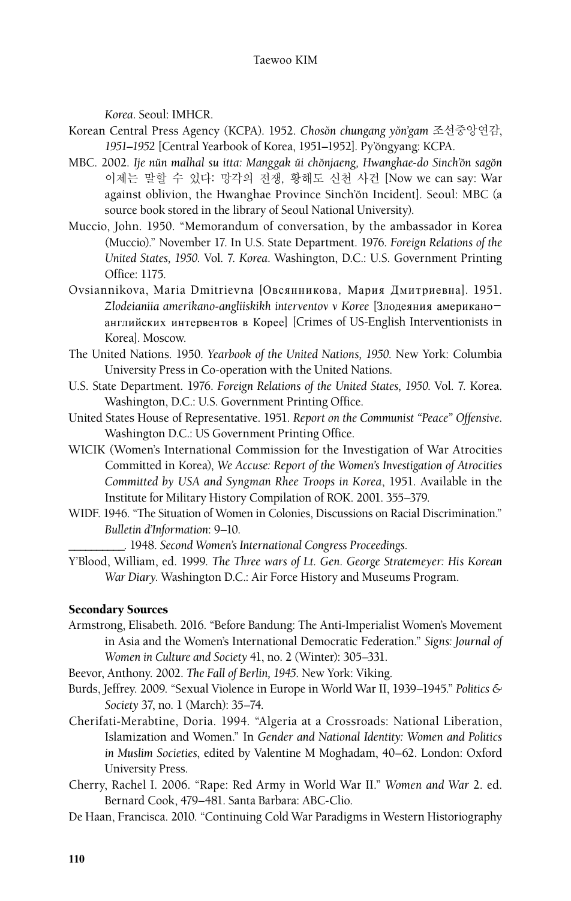*Korea*. Seoul: IMHCR.

Korean Central Press Agency (KCPA). 1952. *Chosŏn chungang yŏn'gam* 조선중앙연감, *1951–1952* [Central Yearbook of Korea, 1951–1952]. Py'ŏngyang: KCPA.

MBC. 2002. *Ije nŭn malhal su itta: Manggak ŭi chŏnjaeng, Hwanghae-do Sinch'ŏn sagŏn* 이제는 말할 수 있다: 망각의 전쟁, 황해도 신천 사건 [Now we can say: War against oblivion, the Hwanghae Province Sinch'ŏn Incident]. Seoul: MBC (a source book stored in the library of Seoul National University).

Muccio, John. 1950. "Memorandum of conversation, by the ambassador in Korea (Muccio)." November 17. In U.S. State Department. 1976. *Foreign Relations of the United States, 1950*. Vol. 7. *Korea*. Washington, D.C.: U.S. Government Printing Office: 1175.

Ovsiannikova, Maria Dmitrievna [Овсянникова, Мария Дмитриевна]. 1951. *Zlodeianiia amerikano-angliiskikh interventov v Koree* [Злодеяния американо–английских интервентов в Корее] [Crimes of US-English Interventionists in Korea]. Moscow.

The United Nations. 1950. *Yearbook of the United Nations, 1950*. New York: Columbia University Press in Co-operation with the United Nations.

U.S. State Department. 1976. *Foreign Relations of the United States, 1950*. Vol. 7. Korea. Washington, D.C.: U.S. Government Printing Office.

United States House of Representative. 1951. *Report on the Communist "Peace" Offensive*. Washington D.C.: US Government Printing Office.

WICIK (Women's International Commission for the Investigation of War Atrocities Committed in Korea), *We Accuse: Report of the Women's Investigation of Atrocities Committed by USA and Syngman Rhee Troops in Korea*, 1951. Available in the Institute for Military History Compilation of ROK. 2001. 355–379.

WIDF. 1946. "The Situation of Women in Colonies, Discussions on Racial Discrimination." *Bulletin d'Information*: 9–10.

__________. 1948. *Second Women's International Congress Proceedings*.

Y'Blood, William, ed. 1999. *The Three wars of Lt. Gen. George Stratemeyer: His Korean War Diary*. Washington D.C.: Air Force History and Museums Program.

## Secondary Sources

Armstrong, Elisabeth. 2016. "Before Bandung: The Anti-Imperialist Women's Movement in Asia and the Women's International Democratic Federation." *Signs: Journal of Women in Culture and Society* 41, no. 2 (Winter): 305–331.

Beevor, Anthony. 2002. *The Fall of Berlin, 1945*. New York: Viking.

Burds, Jeffrey. 2009. "Sexual Violence in Europe in World War II, 1939–1945." *Politics & Society* 37, no. 1 (March): 35–74.

Cherifati-Merabtine, Doria. 1994. "Algeria at a Crossroads: National Liberation, Islamization and Women." In *Gender and National Identity: Women and Politics in Muslim Societies*, edited by Valentine M Moghadam, 40–62. London: Oxford University Press.

Cherry, Rachel I. 2006. "Rape: Red Army in World War II." *Women and War* 2. ed. Bernard Cook, 479–481. Santa Barbara: ABC-Clio.

De Haan, Francisca. 2010. "Continuing Cold War Paradigms in Western Historiography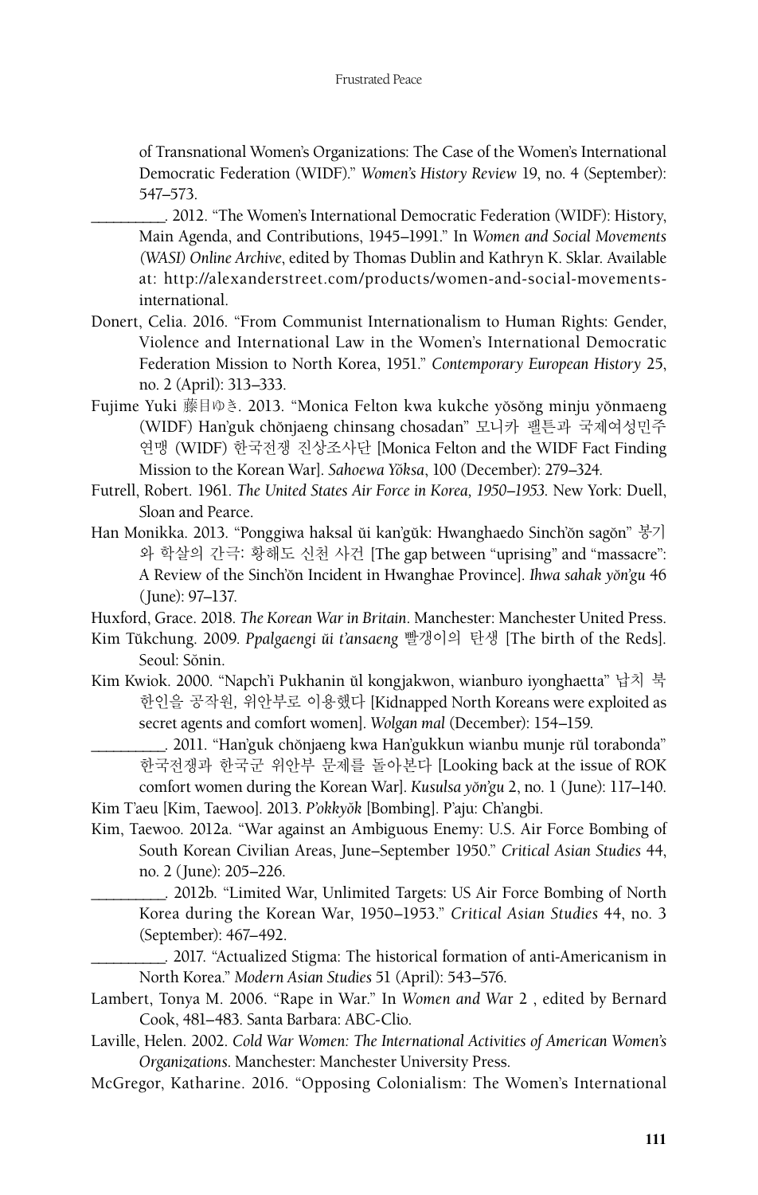of Transnational Women's Organizations: The Case of the Women's International Democratic Federation (WIDF)." *Women's History Review* 19, no. 4 (September): 547–573.

_________. 2012. "The Women's International Democratic Federation (WIDF): History, Main Agenda, and Contributions, 1945–1991." In *Women and Social Movements (WASI) Online Archive*, edited by Thomas Dublin and Kathryn K. Sklar. Available at: http://alexanderstreet.com/products/women-and-social-movements-international.

Donert, Celia. 2016. "From Communist Internationalism to Human Rights: Gender, Violence and International Law in the Women's International Democratic Federation Mission to North Korea, 1951." *Contemporary European History* 25, no. 2 (April): 313–333.

Fujime Yuki 藤目ゆき. 2013. "Monica Felton kwa kukche yŏsŏng minju yŏnmaeng (WIDF) Han'guk chŏnjaeng chinsang chosadan" 모니카 펠튼과 국제여성민주연맹 (WIDF) 한국전쟁 진상조사단 [Monica Felton and the WIDF Fact Finding Mission to the Korean War]. *Sahoewa Yŏksa*, 100 (December): 279–324.

Futrell, Robert. 1961. *The United States Air Force in Korea, 1950–1953*. New York: Duell, Sloan and Pearce.

Han Monikka. 2013. "Ponggiwa haksal ŭi kan'gŭk: Hwanghaedo Sinch'ŏn sagŏn" 봉기와 학살의 간극: 황해도 신천 사건 [The gap between "uprising" and "massacre": A Review of the Sinch'ŏn Incident in Hwanghae Province]. *Ihwa sahak yŏn'gu* 46 (June): 97–137.

Huxford, Grace. 2018. *The Korean War in Britain*. Manchester: Manchester United Press.

Kim Tŭkchung. 2009. *Ppalgaengi ŭi t'ansaeng* 빨갱이의 탄생 [The birth of the Reds]. Seoul: Sŏnin.

Kim Kwiok. 2000. "Napch'i Pukhanin ŭl kongjakwon, wianburo iyonghaetta" 납치 북한인을 공작원, 위안부로 이용했다 [Kidnapped North Koreans were exploited as secret agents and comfort women]. *Wolgan mal* (December): 154–159.

_________. 2011. "Han'guk chŏnjaeng kwa Han'gukkun wianbu munje rŭl torabonda" 한국전쟁과 한국군 위안부 문제를 돌아본다 [Looking back at the issue of ROK comfort women during the Korean War]. *Kusulsa yŏn'gu* 2, no. 1 (June): 117–140.

Kim T'aeu [Kim, Taewoo]. 2013. *P'okkyŏk* [Bombing]. P'aju: Ch'angbi.

Kim, Taewoo. 2012a. "War against an Ambiguous Enemy: U.S. Air Force Bombing of South Korean Civilian Areas, June–September 1950." *Critical Asian Studies* 44, no. 2 (June): 205–226.

_________. 2012b. "Limited War, Unlimited Targets: US Air Force Bombing of North Korea during the Korean War, 1950–1953." *Critical Asian Studies* 44, no. 3 (September): 467–492.

_________. 2017. "Actualized Stigma: The historical formation of anti-Americanism in North Korea." *Modern Asian Studies* 51 (April): 543–576.

Lambert, Tonya M. 2006. "Rape in War." In *Women and War* 2 , edited by Bernard Cook, 481–483. Santa Barbara: ABC-Clio.

Laville, Helen. 2002. *Cold War Women: The International Activities of American Women's Organizations*. Manchester: Manchester University Press.

McGregor, Katharine. 2016. "Opposing Colonialism: The Women's International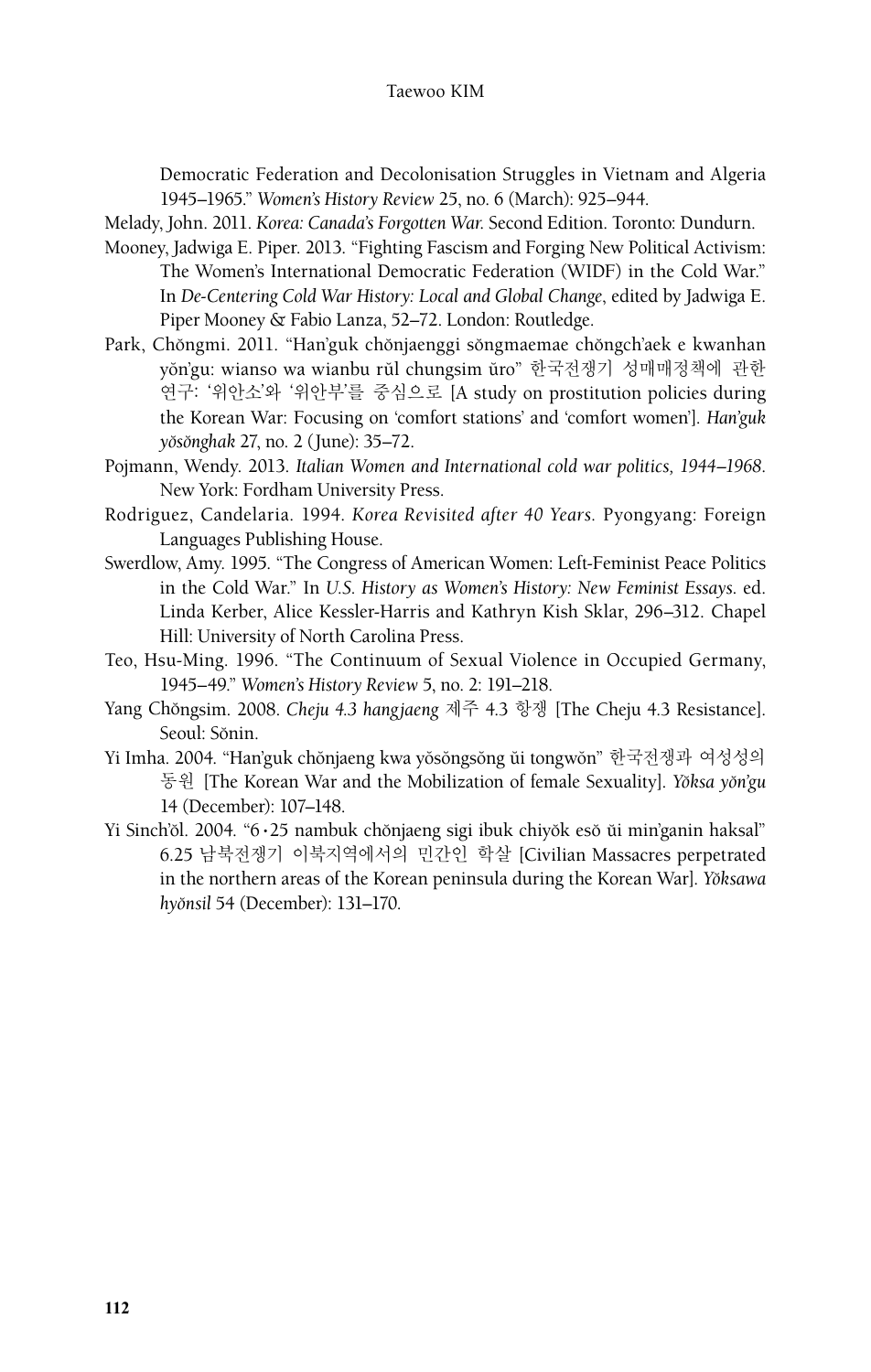Democratic Federation and Decolonisation Struggles in Vietnam and Algeria 1945–1965." *Women's History Review* 25, no. 6 (March): 925–944.

Melady, John. 2011. *Korea: Canada's Forgotten War.* Second Edition. Toronto: Dundurn.

Mooney, Jadwiga E. Piper. 2013. "Fighting Fascism and Forging New Political Activism: The Women's International Democratic Federation (WIDF) in the Cold War." In *De-Centering Cold War History: Local and Global Change*, edited by Jadwiga E. Piper Mooney & Fabio Lanza, 52–72. London: Routledge.

Park, Chŏngmi. 2011. "Han'guk chŏnjaenggi sŏngmaemae chŏngch'aek e kwanhan yŏn'gu: wianso wa wianbu rŭl chungsim ŭro" 한국전쟁기 성매매정책에 관한 연구: '위안소'와 '위안부'를 중심으로 [A study on prostitution policies during the Korean War: Focusing on 'comfort stations' and 'comfort women']. *Han'guk yŏsŏnghak* 27, no. 2 (June): 35–72.

Pojmann, Wendy. 2013. *Italian Women and International cold war politics, 1944–1968*. New York: Fordham University Press.

Rodriguez, Candelaria. 1994. *Korea Revisited after 40 Years.* Pyongyang: Foreign Languages Publishing House.

Swerdlow, Amy. 1995. "The Congress of American Women: Left-Feminist Peace Politics in the Cold War." In *U.S. History as Women's History: New Feminist Essays*. ed. Linda Kerber, Alice Kessler-Harris and Kathryn Kish Sklar, 296–312. Chapel Hill: University of North Carolina Press.

Teo, Hsu-Ming. 1996. "The Continuum of Sexual Violence in Occupied Germany, 1945–49." *Women's History Review* 5, no. 2: 191–218.

Yang Chŏngsim. 2008. *Cheju 4.3 hangjaeng* 제주 4.3 항쟁 [The Cheju 4.3 Resistance]. Seoul: Sŏnin.

Yi Imha. 2004. "Han'guk chŏnjaeng kwa yŏsŏngsŏng ŭi tongwŏn" 한국전쟁과 여성성의 동원 [The Korean War and the Mobilization of female Sexuality]. *Yŏksa yŏn'gu* 14 (December): 107–148.

Yi Sinch'ŏl. 2004. "6·25 nambuk chŏnjaeng sigi ibuk chiyŏk esŏ ŭi min'ganin haksal" 6.25 남북전쟁기 이북지역에서의 민간인 학살 [Civilian Massacres perpetrated in the northern areas of the Korean peninsula during the Korean War]. *Yŏksawa hyŏnsil* 54 (December): 131–170.